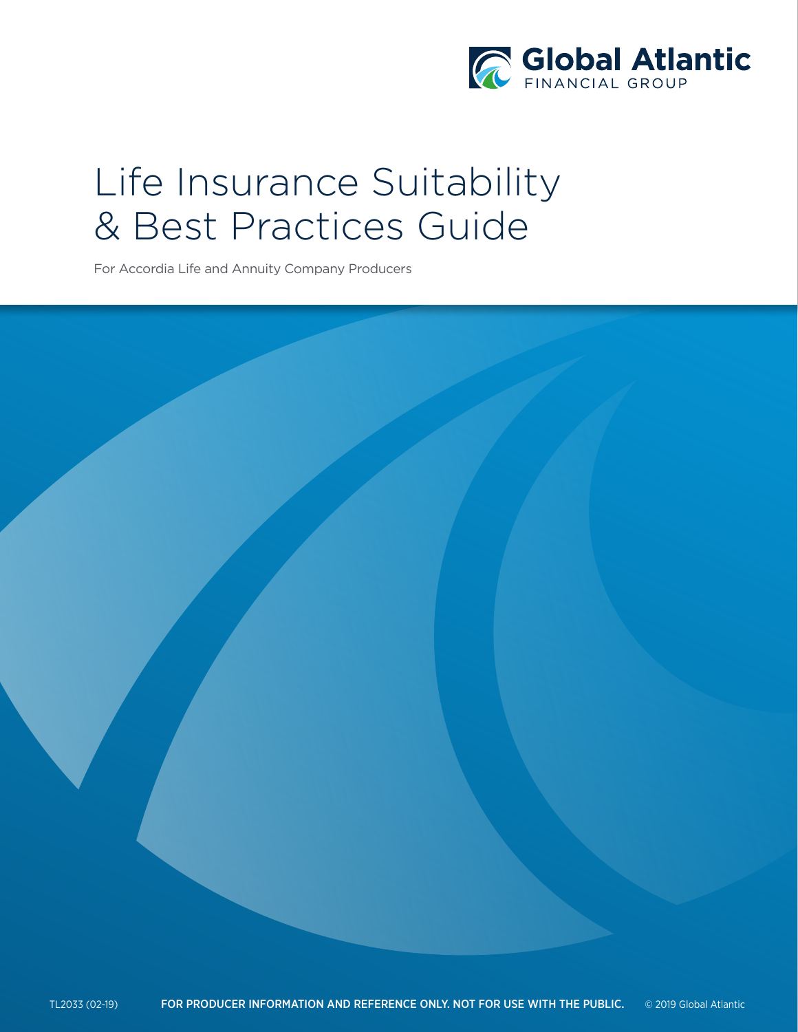Global Atlantic
FINANCIAL GROUP

# Life Insurance Suitability & Best Practices Guide

For Accordia Life and Annuity Company Producers

TL2033 (02-19) **FOR PRODUCER INFORMATION AND REFERENCE ONLY. NOT FOR USE WITH THE PUBLIC.** © 2019 Global Atlantic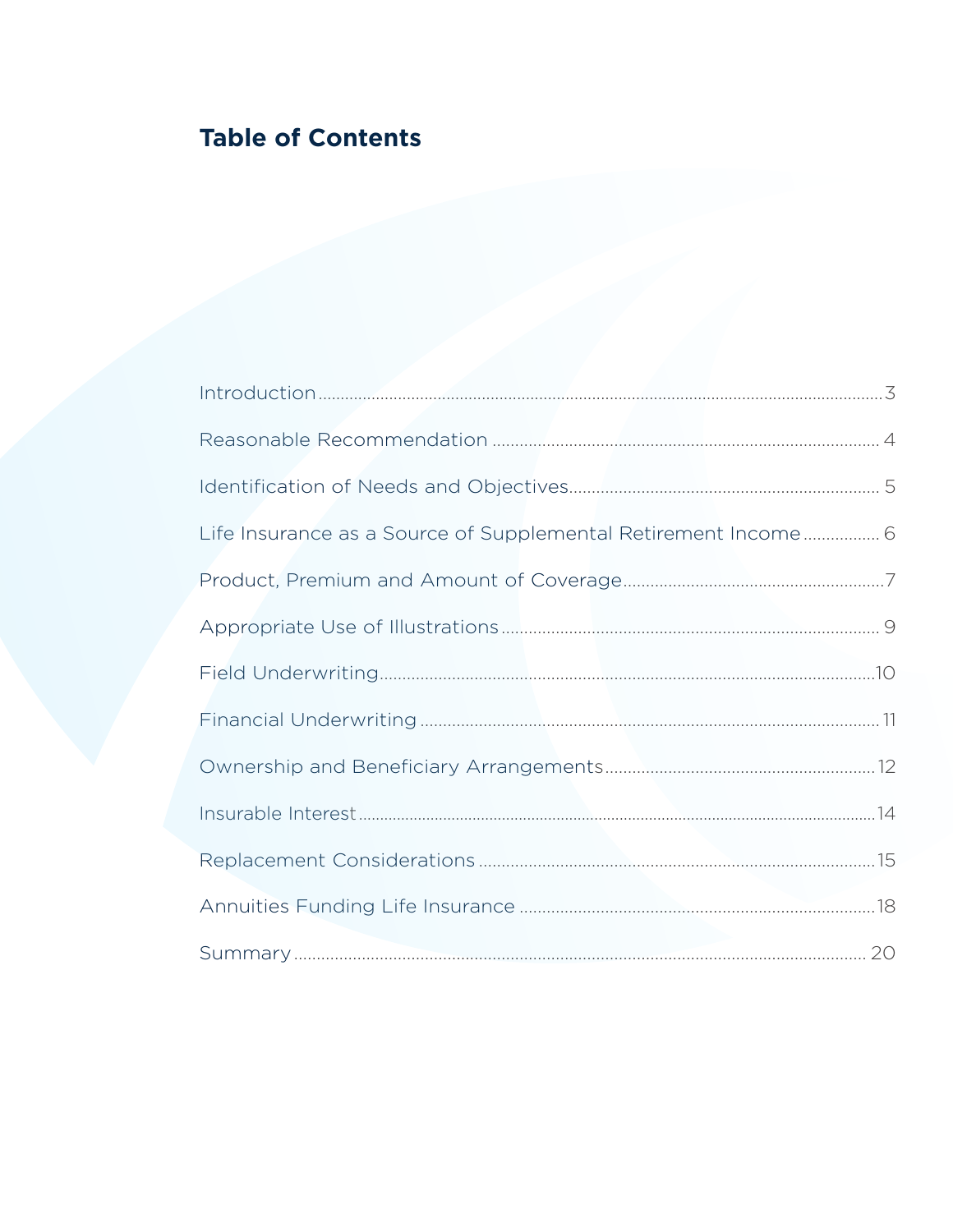# Table of Contents

| | |
|---|---|
| Introduction | 3 |
| Reasonable Recommendation | 4 |
| Identification of Needs and Objectives | 5 |
| Life Insurance as a Source of Supplemental Retirement Income | 6 |
| Product, Premium and Amount of Coverage | 7 |
| Appropriate Use of Illustrations | 9 |
| Field Underwriting | 10 |
| Financial Underwriting | 11 |
| Ownership and Beneficiary Arrangements | 12 |
| Insurable Interest | 14 |
| Replacement Considerations | 15 |
| Annuities Funding Life Insurance | 18 |
| Summary | 20 |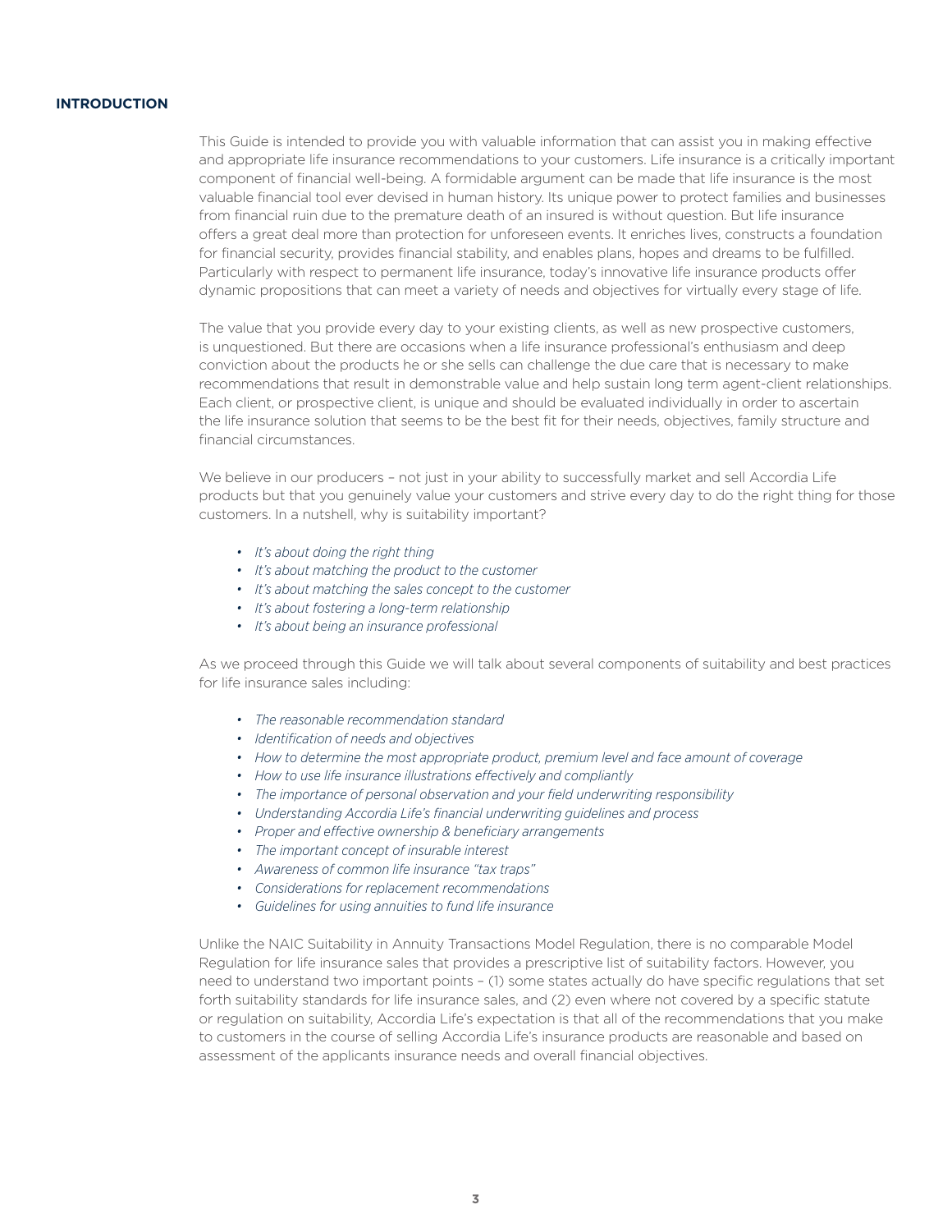## INTRODUCTION

This Guide is intended to provide you with valuable information that can assist you in making effective and appropriate life insurance recommendations to your customers. Life insurance is a critically important component of financial well-being. A formidable argument can be made that life insurance is the most valuable financial tool ever devised in human history. Its unique power to protect families and businesses from financial ruin due to the premature death of an insured is without question. But life insurance offers a great deal more than protection for unforeseen events. It enriches lives, constructs a foundation for financial security, provides financial stability, and enables plans, hopes and dreams to be fulfilled. Particularly with respect to permanent life insurance, today's innovative life insurance products offer dynamic propositions that can meet a variety of needs and objectives for virtually every stage of life.

The value that you provide every day to your existing clients, as well as new prospective customers, is unquestioned. But there are occasions when a life insurance professional's enthusiasm and deep conviction about the products he or she sells can challenge the due care that is necessary to make recommendations that result in demonstrable value and help sustain long term agent-client relationships. Each client, or prospective client, is unique and should be evaluated individually in order to ascertain the life insurance solution that seems to be the best fit for their needs, objectives, family structure and financial circumstances.

We believe in our producers – not just in your ability to successfully market and sell Accordia Life products but that you genuinely value your customers and strive every day to do the right thing for those customers. In a nutshell, why is suitability important?

- *It's about doing the right thing*
- *It's about matching the product to the customer*
- *It's about matching the sales concept to the customer*
- *It's about fostering a long-term relationship*
- *It's about being an insurance professional*

As we proceed through this Guide we will talk about several components of suitability and best practices for life insurance sales including:

- *The reasonable recommendation standard*
- *Identification of needs and objectives*
- *How to determine the most appropriate product, premium level and face amount of coverage*
- *How to use life insurance illustrations effectively and compliantly*
- *The importance of personal observation and your field underwriting responsibility*
- *Understanding Accordia Life's financial underwriting guidelines and process*
- *Proper and effective ownership & beneficiary arrangements*
- *The important concept of insurable interest*
- *Awareness of common life insurance "tax traps"*
- *Considerations for replacement recommendations*
- *Guidelines for using annuities to fund life insurance*

Unlike the NAIC Suitability in Annuity Transactions Model Regulation, there is no comparable Model Regulation for life insurance sales that provides a prescriptive list of suitability factors. However, you need to understand two important points – (1) some states actually do have specific regulations that set forth suitability standards for life insurance sales, and (2) even where not covered by a specific statute or regulation on suitability, Accordia Life's expectation is that all of the recommendations that you make to customers in the course of selling Accordia Life's insurance products are reasonable and based on assessment of the applicants insurance needs and overall financial objectives.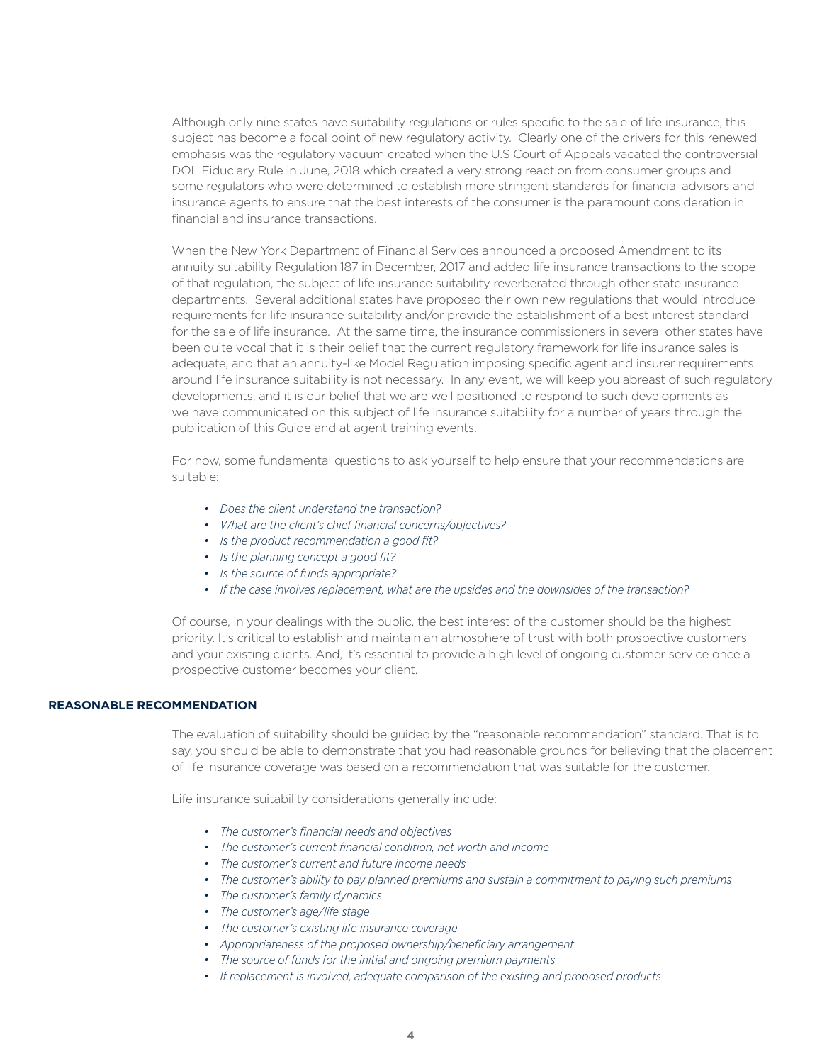Although only nine states have suitability regulations or rules specific to the sale of life insurance, this subject has become a focal point of new regulatory activity. Clearly one of the drivers for this renewed emphasis was the regulatory vacuum created when the U.S Court of Appeals vacated the controversial DOL Fiduciary Rule in June, 2018 which created a very strong reaction from consumer groups and some regulators who were determined to establish more stringent standards for financial advisors and insurance agents to ensure that the best interests of the consumer is the paramount consideration in financial and insurance transactions.

When the New York Department of Financial Services announced a proposed Amendment to its annuity suitability Regulation 187 in December, 2017 and added life insurance transactions to the scope of that regulation, the subject of life insurance suitability reverberated through other state insurance departments. Several additional states have proposed their own new regulations that would introduce requirements for life insurance suitability and/or provide the establishment of a best interest standard for the sale of life insurance. At the same time, the insurance commissioners in several other states have been quite vocal that it is their belief that the current regulatory framework for life insurance sales is adequate, and that an annuity-like Model Regulation imposing specific agent and insurer requirements around life insurance suitability is not necessary. In any event, we will keep you abreast of such regulatory developments, and it is our belief that we are well positioned to respond to such developments as we have communicated on this subject of life insurance suitability for a number of years through the publication of this Guide and at agent training events.

For now, some fundamental questions to ask yourself to help ensure that your recommendations are suitable:

- *Does the client understand the transaction?*
- *What are the client's chief financial concerns/objectives?*
- *Is the product recommendation a good fit?*
- *Is the planning concept a good fit?*
- *Is the source of funds appropriate?*
- *If the case involves replacement, what are the upsides and the downsides of the transaction?*

Of course, in your dealings with the public, the best interest of the customer should be the highest priority. It's critical to establish and maintain an atmosphere of trust with both prospective customers and your existing clients. And, it's essential to provide a high level of ongoing customer service once a prospective customer becomes your client.

## REASONABLE RECOMMENDATION

The evaluation of suitability should be guided by the "reasonable recommendation" standard. That is to say, you should be able to demonstrate that you had reasonable grounds for believing that the placement of life insurance coverage was based on a recommendation that was suitable for the customer.

Life insurance suitability considerations generally include:

- *The customer's financial needs and objectives*
- *The customer's current financial condition, net worth and income*
- *The customer's current and future income needs*
- *The customer's ability to pay planned premiums and sustain a commitment to paying such premiums*
- *The customer's family dynamics*
- *The customer's age/life stage*
- *The customer's existing life insurance coverage*
- *Appropriateness of the proposed ownership/beneficiary arrangement*
- *The source of funds for the initial and ongoing premium payments*
- *If replacement is involved, adequate comparison of the existing and proposed products*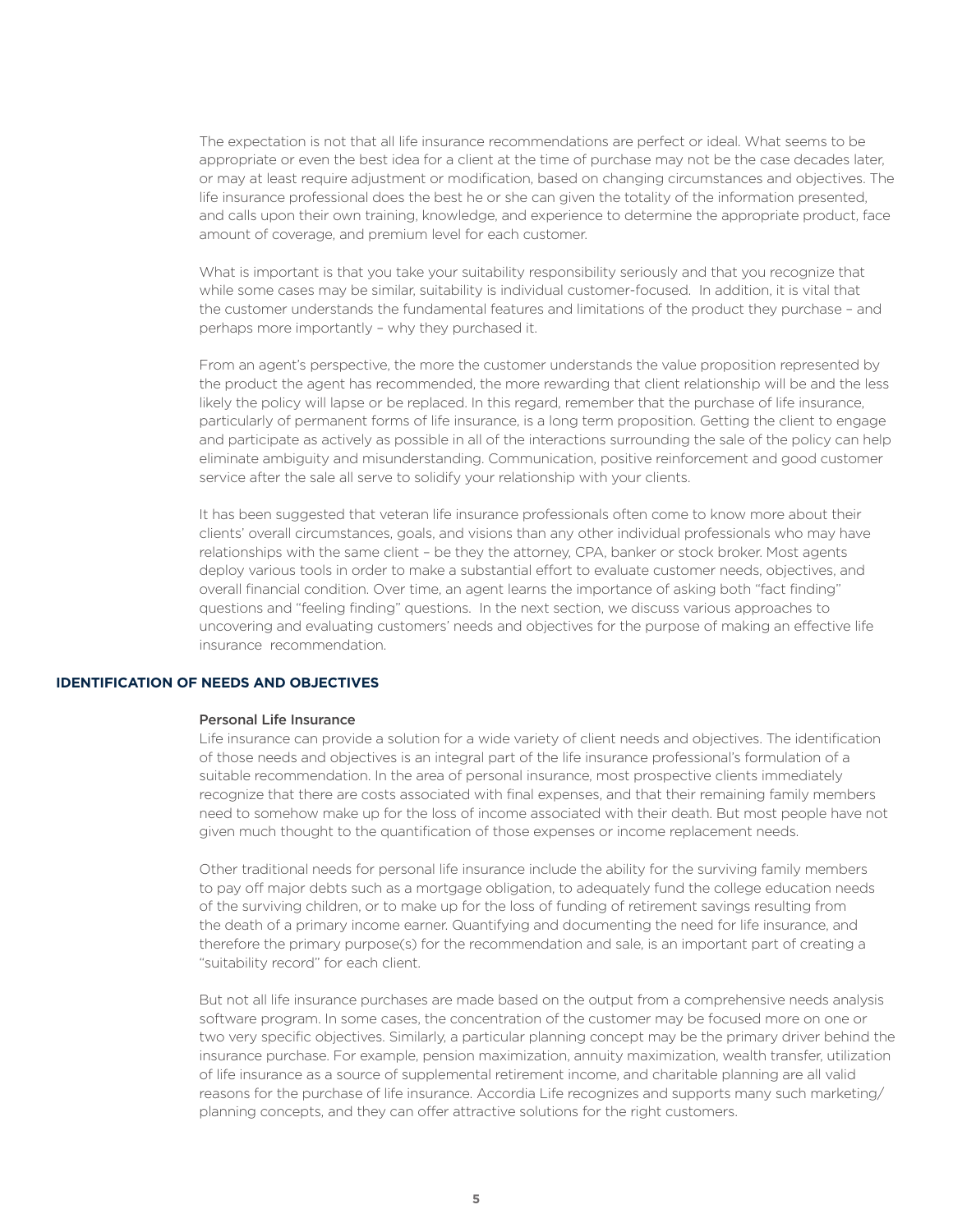The expectation is not that all life insurance recommendations are perfect or ideal. What seems to be appropriate or even the best idea for a client at the time of purchase may not be the case decades later, or may at least require adjustment or modification, based on changing circumstances and objectives. The life insurance professional does the best he or she can given the totality of the information presented, and calls upon their own training, knowledge, and experience to determine the appropriate product, face amount of coverage, and premium level for each customer.

What is important is that you take your suitability responsibility seriously and that you recognize that while some cases may be similar, suitability is individual customer-focused. In addition, it is vital that the customer understands the fundamental features and limitations of the product they purchase – and perhaps more importantly – why they purchased it.

From an agent's perspective, the more the customer understands the value proposition represented by the product the agent has recommended, the more rewarding that client relationship will be and the less likely the policy will lapse or be replaced. In this regard, remember that the purchase of life insurance, particularly of permanent forms of life insurance, is a long term proposition. Getting the client to engage and participate as actively as possible in all of the interactions surrounding the sale of the policy can help eliminate ambiguity and misunderstanding. Communication, positive reinforcement and good customer service after the sale all serve to solidify your relationship with your clients.

It has been suggested that veteran life insurance professionals often come to know more about their clients' overall circumstances, goals, and visions than any other individual professionals who may have relationships with the same client – be they the attorney, CPA, banker or stock broker. Most agents deploy various tools in order to make a substantial effort to evaluate customer needs, objectives, and overall financial condition. Over time, an agent learns the importance of asking both "fact finding" questions and "feeling finding" questions. In the next section, we discuss various approaches to uncovering and evaluating customers' needs and objectives for the purpose of making an effective life insurance recommendation.

## IDENTIFICATION OF NEEDS AND OBJECTIVES

### Personal Life Insurance

Life insurance can provide a solution for a wide variety of client needs and objectives. The identification of those needs and objectives is an integral part of the life insurance professional's formulation of a suitable recommendation. In the area of personal insurance, most prospective clients immediately recognize that there are costs associated with final expenses, and that their remaining family members need to somehow make up for the loss of income associated with their death. But most people have not given much thought to the quantification of those expenses or income replacement needs.

Other traditional needs for personal life insurance include the ability for the surviving family members to pay off major debts such as a mortgage obligation, to adequately fund the college education needs of the surviving children, or to make up for the loss of funding of retirement savings resulting from the death of a primary income earner. Quantifying and documenting the need for life insurance, and therefore the primary purpose(s) for the recommendation and sale, is an important part of creating a "suitability record" for each client.

But not all life insurance purchases are made based on the output from a comprehensive needs analysis software program. In some cases, the concentration of the customer may be focused more on one or two very specific objectives. Similarly, a particular planning concept may be the primary driver behind the insurance purchase. For example, pension maximization, annuity maximization, wealth transfer, utilization of life insurance as a source of supplemental retirement income, and charitable planning are all valid reasons for the purchase of life insurance. Accordia Life recognizes and supports many such marketing/planning concepts, and they can offer attractive solutions for the right customers.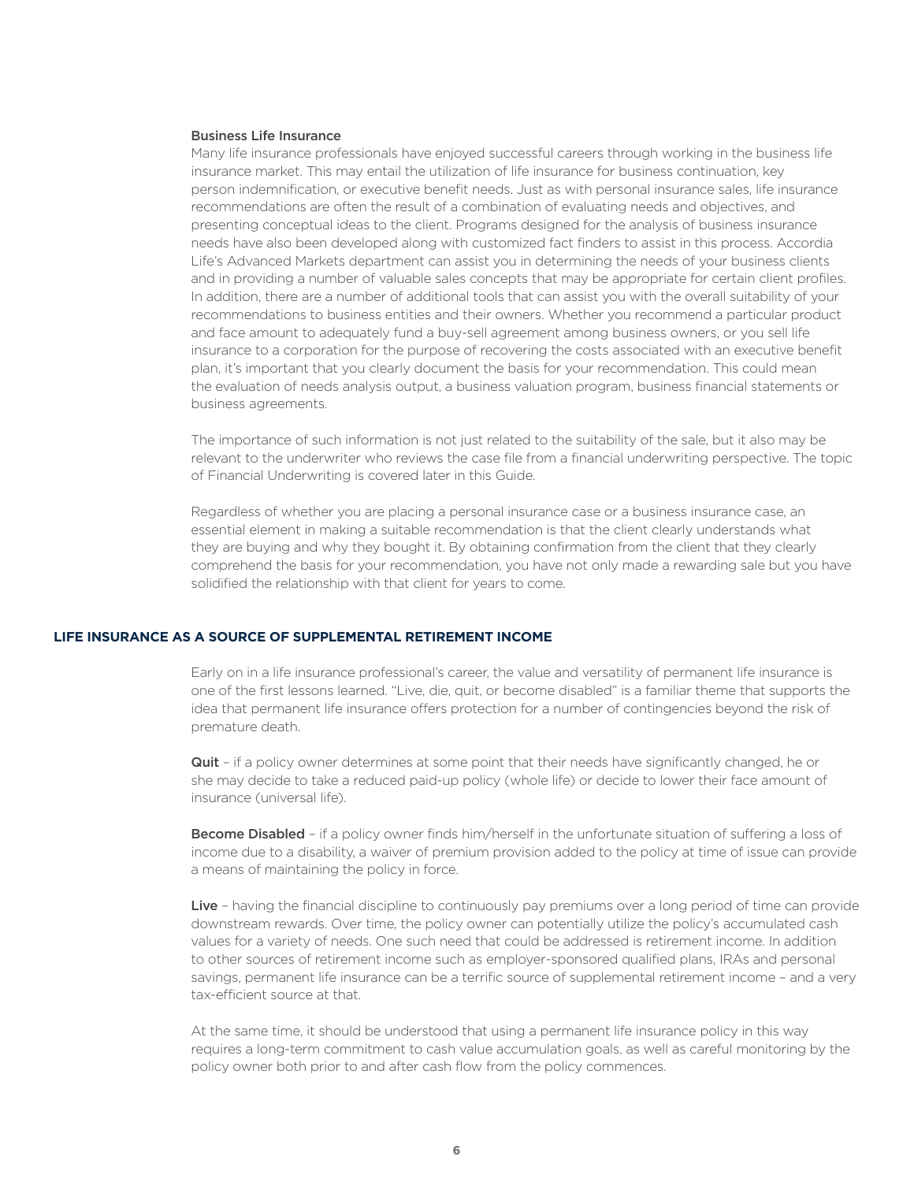### Business Life Insurance

Many life insurance professionals have enjoyed successful careers through working in the business life insurance market. This may entail the utilization of life insurance for business continuation, key person indemnification, or executive benefit needs. Just as with personal insurance sales, life insurance recommendations are often the result of a combination of evaluating needs and objectives, and presenting conceptual ideas to the client. Programs designed for the analysis of business insurance needs have also been developed along with customized fact finders to assist in this process. Accordia Life's Advanced Markets department can assist you in determining the needs of your business clients and in providing a number of valuable sales concepts that may be appropriate for certain client profiles. In addition, there are a number of additional tools that can assist you with the overall suitability of your recommendations to business entities and their owners. Whether you recommend a particular product and face amount to adequately fund a buy-sell agreement among business owners, or you sell life insurance to a corporation for the purpose of recovering the costs associated with an executive benefit plan, it's important that you clearly document the basis for your recommendation. This could mean the evaluation of needs analysis output, a business valuation program, business financial statements or business agreements.

The importance of such information is not just related to the suitability of the sale, but it also may be relevant to the underwriter who reviews the case file from a financial underwriting perspective. The topic of Financial Underwriting is covered later in this Guide.

Regardless of whether you are placing a personal insurance case or a business insurance case, an essential element in making a suitable recommendation is that the client clearly understands what they are buying and why they bought it. By obtaining confirmation from the client that they clearly comprehend the basis for your recommendation, you have not only made a rewarding sale but you have solidified the relationship with that client for years to come.

## LIFE INSURANCE AS A SOURCE OF SUPPLEMENTAL RETIREMENT INCOME

Early on in a life insurance professional's career, the value and versatility of permanent life insurance is one of the first lessons learned. "Live, die, quit, or become disabled" is a familiar theme that supports the idea that permanent life insurance offers protection for a number of contingencies beyond the risk of premature death.

**Quit** – if a policy owner determines at some point that their needs have significantly changed, he or she may decide to take a reduced paid-up policy (whole life) or decide to lower their face amount of insurance (universal life).

**Become Disabled** – if a policy owner finds him/herself in the unfortunate situation of suffering a loss of income due to a disability, a waiver of premium provision added to the policy at time of issue can provide a means of maintaining the policy in force.

**Live** – having the financial discipline to continuously pay premiums over a long period of time can provide downstream rewards. Over time, the policy owner can potentially utilize the policy's accumulated cash values for a variety of needs. One such need that could be addressed is retirement income. In addition to other sources of retirement income such as employer-sponsored qualified plans, IRAs and personal savings, permanent life insurance can be a terrific source of supplemental retirement income – and a very tax-efficient source at that.

At the same time, it should be understood that using a permanent life insurance policy in this way requires a long-term commitment to cash value accumulation goals, as well as careful monitoring by the policy owner both prior to and after cash flow from the policy commences.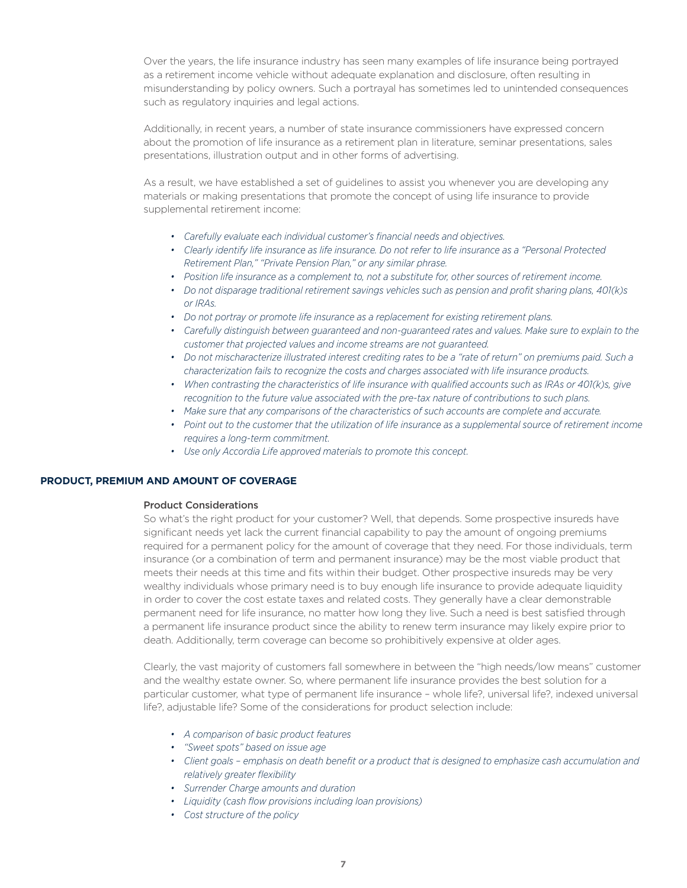Over the years, the life insurance industry has seen many examples of life insurance being portrayed as a retirement income vehicle without adequate explanation and disclosure, often resulting in misunderstanding by policy owners. Such a portrayal has sometimes led to unintended consequences such as regulatory inquiries and legal actions.

Additionally, in recent years, a number of state insurance commissioners have expressed concern about the promotion of life insurance as a retirement plan in literature, seminar presentations, sales presentations, illustration output and in other forms of advertising.

As a result, we have established a set of guidelines to assist you whenever you are developing any materials or making presentations that promote the concept of using life insurance to provide supplemental retirement income:

- *Carefully evaluate each individual customer's financial needs and objectives.*
- *Clearly identify life insurance as life insurance. Do not refer to life insurance as a "Personal Protected Retirement Plan," "Private Pension Plan," or any similar phrase.*
- *Position life insurance as a complement to, not a substitute for, other sources of retirement income.*
- *Do not disparage traditional retirement savings vehicles such as pension and profit sharing plans, 401(k)s or IRAs.*
- *Do not portray or promote life insurance as a replacement for existing retirement plans.*
- *Carefully distinguish between guaranteed and non-guaranteed rates and values. Make sure to explain to the customer that projected values and income streams are not guaranteed.*
- *Do not mischaracterize illustrated interest crediting rates to be a "rate of return" on premiums paid. Such a characterization fails to recognize the costs and charges associated with life insurance products.*
- *When contrasting the characteristics of life insurance with qualified accounts such as IRAs or 401(k)s, give recognition to the future value associated with the pre-tax nature of contributions to such plans.*
- *Make sure that any comparisons of the characteristics of such accounts are complete and accurate.*
- *Point out to the customer that the utilization of life insurance as a supplemental source of retirement income requires a long-term commitment.*
- *Use only Accordia Life approved materials to promote this concept.*

## PRODUCT, PREMIUM AND AMOUNT OF COVERAGE

### Product Considerations

So what's the right product for your customer? Well, that depends. Some prospective insureds have significant needs yet lack the current financial capability to pay the amount of ongoing premiums required for a permanent policy for the amount of coverage that they need. For those individuals, term insurance (or a combination of term and permanent insurance) may be the most viable product that meets their needs at this time and fits within their budget. Other prospective insureds may be very wealthy individuals whose primary need is to buy enough life insurance to provide adequate liquidity in order to cover the cost estate taxes and related costs. They generally have a clear demonstrable permanent need for life insurance, no matter how long they live. Such a need is best satisfied through a permanent life insurance product since the ability to renew term insurance may likely expire prior to death. Additionally, term coverage can become so prohibitively expensive at older ages.

Clearly, the vast majority of customers fall somewhere in between the "high needs/low means" customer and the wealthy estate owner. So, where permanent life insurance provides the best solution for a particular customer, what type of permanent life insurance – whole life?, universal life?, indexed universal life?, adjustable life? Some of the considerations for product selection include:

- *A comparison of basic product features*
- *"Sweet spots" based on issue age*
- *Client goals – emphasis on death benefit or a product that is designed to emphasize cash accumulation and relatively greater flexibility*
- *Surrender Charge amounts and duration*
- *Liquidity (cash flow provisions including loan provisions)*
- *Cost structure of the policy*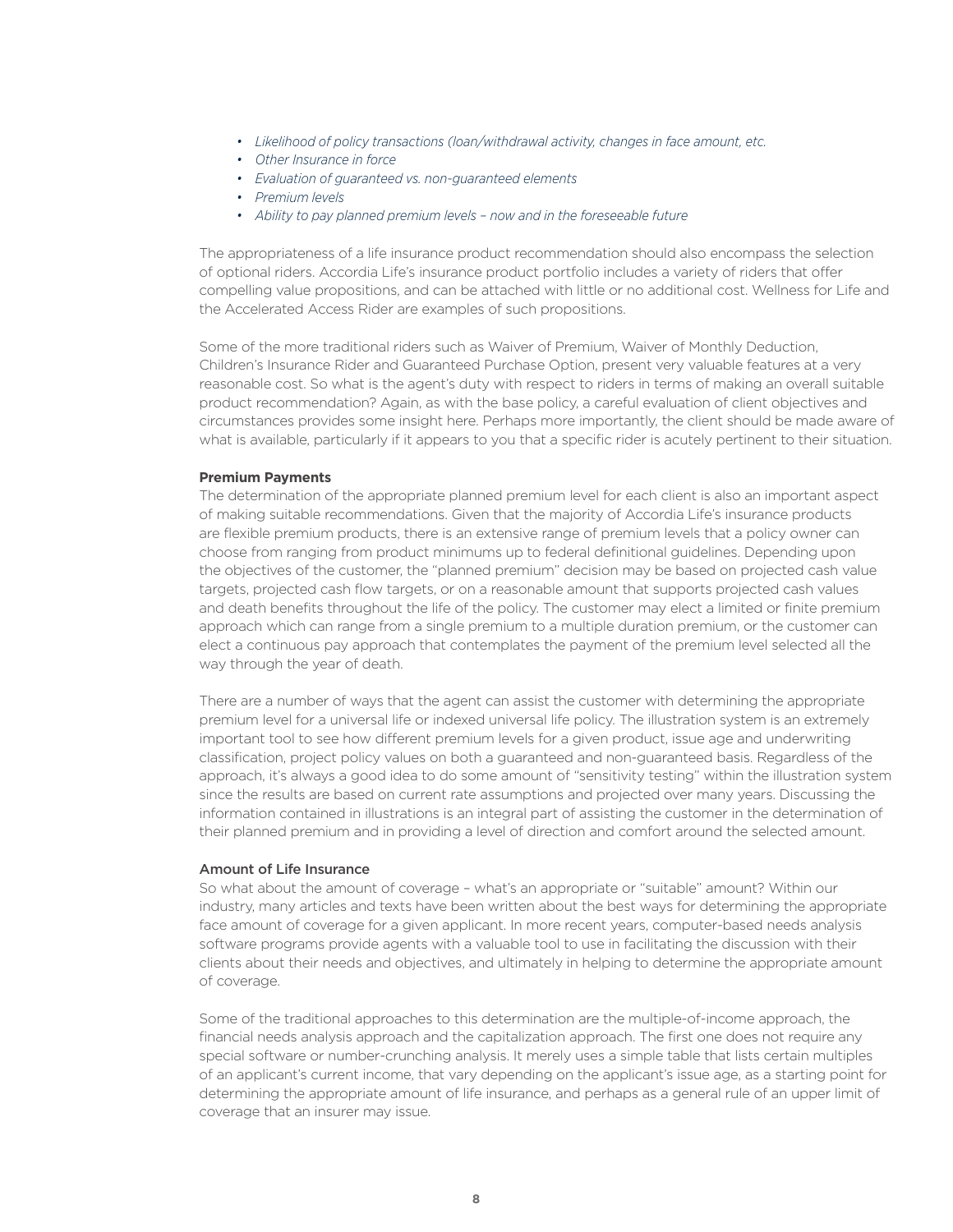- *Likelihood of policy transactions (loan/withdrawal activity, changes in face amount, etc.*
- *Other Insurance in force*
- *Evaluation of guaranteed vs. non-guaranteed elements*
- *Premium levels*
- *Ability to pay planned premium levels – now and in the foreseeable future*

The appropriateness of a life insurance product recommendation should also encompass the selection of optional riders. Accordia Life's insurance product portfolio includes a variety of riders that offer compelling value propositions, and can be attached with little or no additional cost. Wellness for Life and the Accelerated Access Rider are examples of such propositions.

Some of the more traditional riders such as Waiver of Premium, Waiver of Monthly Deduction, Children's Insurance Rider and Guaranteed Purchase Option, present very valuable features at a very reasonable cost. So what is the agent's duty with respect to riders in terms of making an overall suitable product recommendation? Again, as with the base policy, a careful evaluation of client objectives and circumstances provides some insight here. Perhaps more importantly, the client should be made aware of what is available, particularly if it appears to you that a specific rider is acutely pertinent to their situation.

**Premium Payments**

The determination of the appropriate planned premium level for each client is also an important aspect of making suitable recommendations. Given that the majority of Accordia Life's insurance products are flexible premium products, there is an extensive range of premium levels that a policy owner can choose from ranging from product minimums up to federal definitional guidelines. Depending upon the objectives of the customer, the "planned premium" decision may be based on projected cash value targets, projected cash flow targets, or on a reasonable amount that supports projected cash values and death benefits throughout the life of the policy. The customer may elect a limited or finite premium approach which can range from a single premium to a multiple duration premium, or the customer can elect a continuous pay approach that contemplates the payment of the premium level selected all the way through the year of death.

There are a number of ways that the agent can assist the customer with determining the appropriate premium level for a universal life or indexed universal life policy. The illustration system is an extremely important tool to see how different premium levels for a given product, issue age and underwriting classification, project policy values on both a guaranteed and non-guaranteed basis. Regardless of the approach, it's always a good idea to do some amount of "sensitivity testing" within the illustration system since the results are based on current rate assumptions and projected over many years. Discussing the information contained in illustrations is an integral part of assisting the customer in the determination of their planned premium and in providing a level of direction and comfort around the selected amount.

**Amount of Life Insurance**

So what about the amount of coverage – what's an appropriate or "suitable" amount? Within our industry, many articles and texts have been written about the best ways for determining the appropriate face amount of coverage for a given applicant. In more recent years, computer-based needs analysis software programs provide agents with a valuable tool to use in facilitating the discussion with their clients about their needs and objectives, and ultimately in helping to determine the appropriate amount of coverage.

Some of the traditional approaches to this determination are the multiple-of-income approach, the financial needs analysis approach and the capitalization approach. The first one does not require any special software or number-crunching analysis. It merely uses a simple table that lists certain multiples of an applicant's current income, that vary depending on the applicant's issue age, as a starting point for determining the appropriate amount of life insurance, and perhaps as a general rule of an upper limit of coverage that an insurer may issue.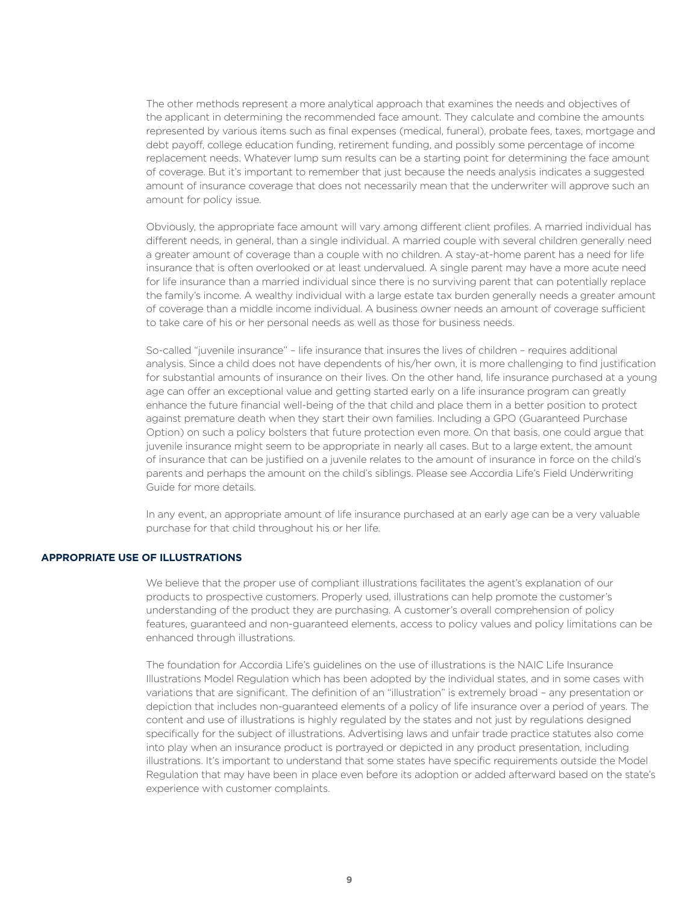The other methods represent a more analytical approach that examines the needs and objectives of the applicant in determining the recommended face amount. They calculate and combine the amounts represented by various items such as final expenses (medical, funeral), probate fees, taxes, mortgage and debt payoff, college education funding, retirement funding, and possibly some percentage of income replacement needs. Whatever lump sum results can be a starting point for determining the face amount of coverage. But it's important to remember that just because the needs analysis indicates a suggested amount of insurance coverage that does not necessarily mean that the underwriter will approve such an amount for policy issue.

Obviously, the appropriate face amount will vary among different client profiles. A married individual has different needs, in general, than a single individual. A married couple with several children generally need a greater amount of coverage than a couple with no children. A stay-at-home parent has a need for life insurance that is often overlooked or at least undervalued. A single parent may have a more acute need for life insurance than a married individual since there is no surviving parent that can potentially replace the family's income. A wealthy individual with a large estate tax burden generally needs a greater amount of coverage than a middle income individual. A business owner needs an amount of coverage sufficient to take care of his or her personal needs as well as those for business needs.

So-called "juvenile insurance" – life insurance that insures the lives of children – requires additional analysis. Since a child does not have dependents of his/her own, it is more challenging to find justification for substantial amounts of insurance on their lives. On the other hand, life insurance purchased at a young age can offer an exceptional value and getting started early on a life insurance program can greatly enhance the future financial well-being of the that child and place them in a better position to protect against premature death when they start their own families. Including a GPO (Guaranteed Purchase Option) on such a policy bolsters that future protection even more. On that basis, one could argue that juvenile insurance might seem to be appropriate in nearly all cases. But to a large extent, the amount of insurance that can be justified on a juvenile relates to the amount of insurance in force on the child's parents and perhaps the amount on the child's siblings. Please see Accordia Life's Field Underwriting Guide for more details.

In any event, an appropriate amount of life insurance purchased at an early age can be a very valuable purchase for that child throughout his or her life.

## APPROPRIATE USE OF ILLUSTRATIONS

We believe that the proper use of compliant illustrations facilitates the agent's explanation of our products to prospective customers. Properly used, illustrations can help promote the customer's understanding of the product they are purchasing. A customer's overall comprehension of policy features, guaranteed and non-guaranteed elements, access to policy values and policy limitations can be enhanced through illustrations.

The foundation for Accordia Life's guidelines on the use of illustrations is the NAIC Life Insurance Illustrations Model Regulation which has been adopted by the individual states, and in some cases with variations that are significant. The definition of an "illustration" is extremely broad – any presentation or depiction that includes non-guaranteed elements of a policy of life insurance over a period of years. The content and use of illustrations is highly regulated by the states and not just by regulations designed specifically for the subject of illustrations. Advertising laws and unfair trade practice statutes also come into play when an insurance product is portrayed or depicted in any product presentation, including illustrations. It's important to understand that some states have specific requirements outside the Model Regulation that may have been in place even before its adoption or added afterward based on the state's experience with customer complaints.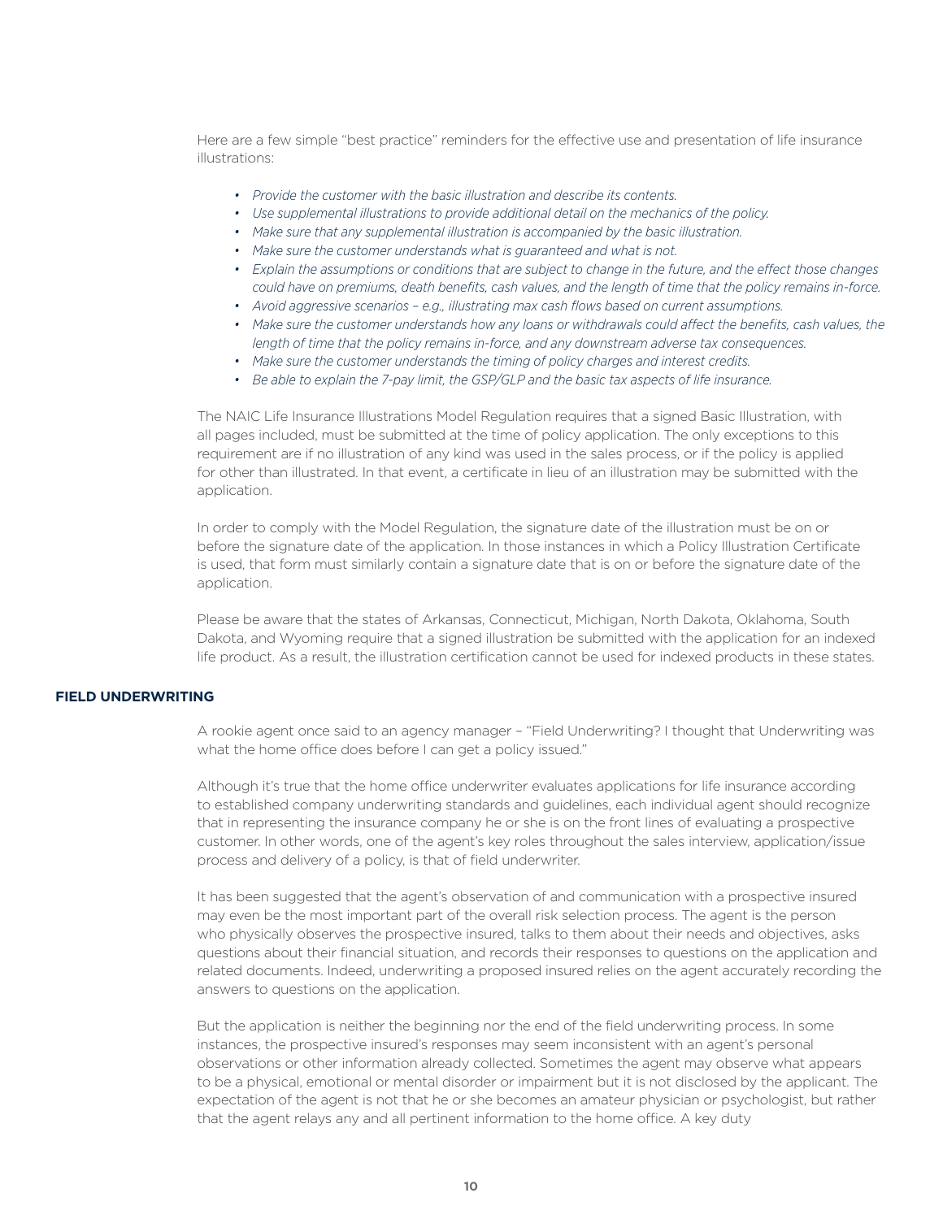Here are a few simple "best practice" reminders for the effective use and presentation of life insurance illustrations:

- *Provide the customer with the basic illustration and describe its contents.*
- *Use supplemental illustrations to provide additional detail on the mechanics of the policy.*
- *Make sure that any supplemental illustration is accompanied by the basic illustration.*
- *Make sure the customer understands what is guaranteed and what is not.*
- *Explain the assumptions or conditions that are subject to change in the future, and the effect those changes could have on premiums, death benefits, cash values, and the length of time that the policy remains in-force.*
- *Avoid aggressive scenarios – e.g., illustrating max cash flows based on current assumptions.*
- *Make sure the customer understands how any loans or withdrawals could affect the benefits, cash values, the length of time that the policy remains in-force, and any downstream adverse tax consequences.*
- *Make sure the customer understands the timing of policy charges and interest credits.*
- *Be able to explain the 7-pay limit, the GSP/GLP and the basic tax aspects of life insurance.*

The NAIC Life Insurance Illustrations Model Regulation requires that a signed Basic Illustration, with all pages included, must be submitted at the time of policy application. The only exceptions to this requirement are if no illustration of any kind was used in the sales process, or if the policy is applied for other than illustrated. In that event, a certificate in lieu of an illustration may be submitted with the application.

In order to comply with the Model Regulation, the signature date of the illustration must be on or before the signature date of the application. In those instances in which a Policy Illustration Certificate is used, that form must similarly contain a signature date that is on or before the signature date of the application.

Please be aware that the states of Arkansas, Connecticut, Michigan, North Dakota, Oklahoma, South Dakota, and Wyoming require that a signed illustration be submitted with the application for an indexed life product. As a result, the illustration certification cannot be used for indexed products in these states.

## FIELD UNDERWRITING

A rookie agent once said to an agency manager – "Field Underwriting? I thought that Underwriting was what the home office does before I can get a policy issued."

Although it's true that the home office underwriter evaluates applications for life insurance according to established company underwriting standards and guidelines, each individual agent should recognize that in representing the insurance company he or she is on the front lines of evaluating a prospective customer. In other words, one of the agent's key roles throughout the sales interview, application/issue process and delivery of a policy, is that of field underwriter.

It has been suggested that the agent's observation of and communication with a prospective insured may even be the most important part of the overall risk selection process. The agent is the person who physically observes the prospective insured, talks to them about their needs and objectives, asks questions about their financial situation, and records their responses to questions on the application and related documents. Indeed, underwriting a proposed insured relies on the agent accurately recording the answers to questions on the application.

But the application is neither the beginning nor the end of the field underwriting process. In some instances, the prospective insured's responses may seem inconsistent with an agent's personal observations or other information already collected. Sometimes the agent may observe what appears to be a physical, emotional or mental disorder or impairment but it is not disclosed by the applicant. The expectation of the agent is not that he or she becomes an amateur physician or psychologist, but rather that the agent relays any and all pertinent information to the home office. A key duty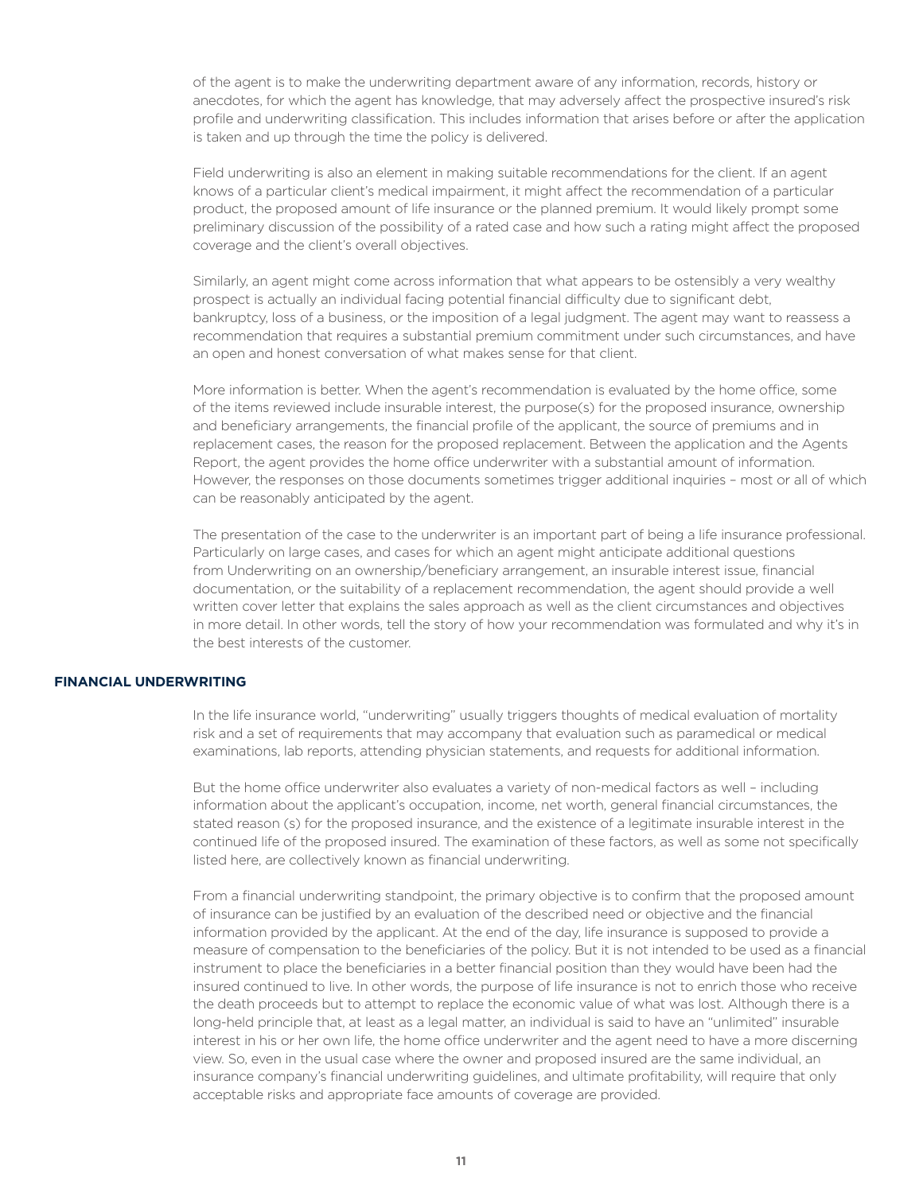of the agent is to make the underwriting department aware of any information, records, history or anecdotes, for which the agent has knowledge, that may adversely affect the prospective insured's risk profile and underwriting classification. This includes information that arises before or after the application is taken and up through the time the policy is delivered.

Field underwriting is also an element in making suitable recommendations for the client. If an agent knows of a particular client's medical impairment, it might affect the recommendation of a particular product, the proposed amount of life insurance or the planned premium. It would likely prompt some preliminary discussion of the possibility of a rated case and how such a rating might affect the proposed coverage and the client's overall objectives.

Similarly, an agent might come across information that what appears to be ostensibly a very wealthy prospect is actually an individual facing potential financial difficulty due to significant debt, bankruptcy, loss of a business, or the imposition of a legal judgment. The agent may want to reassess a recommendation that requires a substantial premium commitment under such circumstances, and have an open and honest conversation of what makes sense for that client.

More information is better. When the agent's recommendation is evaluated by the home office, some of the items reviewed include insurable interest, the purpose(s) for the proposed insurance, ownership and beneficiary arrangements, the financial profile of the applicant, the source of premiums and in replacement cases, the reason for the proposed replacement. Between the application and the Agents Report, the agent provides the home office underwriter with a substantial amount of information. However, the responses on those documents sometimes trigger additional inquiries – most or all of which can be reasonably anticipated by the agent.

The presentation of the case to the underwriter is an important part of being a life insurance professional. Particularly on large cases, and cases for which an agent might anticipate additional questions from Underwriting on an ownership/beneficiary arrangement, an insurable interest issue, financial documentation, or the suitability of a replacement recommendation, the agent should provide a well written cover letter that explains the sales approach as well as the client circumstances and objectives in more detail. In other words, tell the story of how your recommendation was formulated and why it's in the best interests of the customer.

## FINANCIAL UNDERWRITING

In the life insurance world, "underwriting" usually triggers thoughts of medical evaluation of mortality risk and a set of requirements that may accompany that evaluation such as paramedical or medical examinations, lab reports, attending physician statements, and requests for additional information.

But the home office underwriter also evaluates a variety of non-medical factors as well – including information about the applicant's occupation, income, net worth, general financial circumstances, the stated reason (s) for the proposed insurance, and the existence of a legitimate insurable interest in the continued life of the proposed insured. The examination of these factors, as well as some not specifically listed here, are collectively known as financial underwriting.

From a financial underwriting standpoint, the primary objective is to confirm that the proposed amount of insurance can be justified by an evaluation of the described need or objective and the financial information provided by the applicant. At the end of the day, life insurance is supposed to provide a measure of compensation to the beneficiaries of the policy. But it is not intended to be used as a financial instrument to place the beneficiaries in a better financial position than they would have been had the insured continued to live. In other words, the purpose of life insurance is not to enrich those who receive the death proceeds but to attempt to replace the economic value of what was lost. Although there is a long-held principle that, at least as a legal matter, an individual is said to have an "unlimited" insurable interest in his or her own life, the home office underwriter and the agent need to have a more discerning view. So, even in the usual case where the owner and proposed insured are the same individual, an insurance company's financial underwriting guidelines, and ultimate profitability, will require that only acceptable risks and appropriate face amounts of coverage are provided.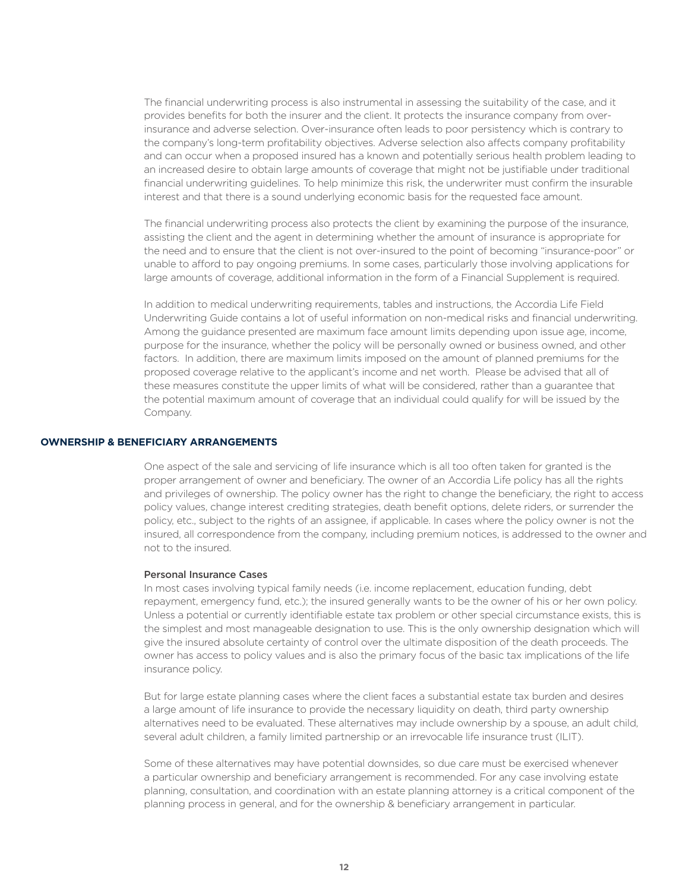The financial underwriting process is also instrumental in assessing the suitability of the case, and it provides benefits for both the insurer and the client. It protects the insurance company from over-insurance and adverse selection. Over-insurance often leads to poor persistency which is contrary to the company's long-term profitability objectives. Adverse selection also affects company profitability and can occur when a proposed insured has a known and potentially serious health problem leading to an increased desire to obtain large amounts of coverage that might not be justifiable under traditional financial underwriting guidelines. To help minimize this risk, the underwriter must confirm the insurable interest and that there is a sound underlying economic basis for the requested face amount.

The financial underwriting process also protects the client by examining the purpose of the insurance, assisting the client and the agent in determining whether the amount of insurance is appropriate for the need and to ensure that the client is not over-insured to the point of becoming "insurance-poor" or unable to afford to pay ongoing premiums. In some cases, particularly those involving applications for large amounts of coverage, additional information in the form of a Financial Supplement is required.

In addition to medical underwriting requirements, tables and instructions, the Accordia Life Field Underwriting Guide contains a lot of useful information on non-medical risks and financial underwriting. Among the guidance presented are maximum face amount limits depending upon issue age, income, purpose for the insurance, whether the policy will be personally owned or business owned, and other factors. In addition, there are maximum limits imposed on the amount of planned premiums for the proposed coverage relative to the applicant's income and net worth. Please be advised that all of these measures constitute the upper limits of what will be considered, rather than a guarantee that the potential maximum amount of coverage that an individual could qualify for will be issued by the Company.

## OWNERSHIP & BENEFICIARY ARRANGEMENTS

One aspect of the sale and servicing of life insurance which is all too often taken for granted is the proper arrangement of owner and beneficiary. The owner of an Accordia Life policy has all the rights and privileges of ownership. The policy owner has the right to change the beneficiary, the right to access policy values, change interest crediting strategies, death benefit options, delete riders, or surrender the policy, etc., subject to the rights of an assignee, if applicable. In cases where the policy owner is not the insured, all correspondence from the company, including premium notices, is addressed to the owner and not to the insured.

### Personal Insurance Cases

In most cases involving typical family needs (i.e. income replacement, education funding, debt repayment, emergency fund, etc.); the insured generally wants to be the owner of his or her own policy. Unless a potential or currently identifiable estate tax problem or other special circumstance exists, this is the simplest and most manageable designation to use. This is the only ownership designation which will give the insured absolute certainty of control over the ultimate disposition of the death proceeds. The owner has access to policy values and is also the primary focus of the basic tax implications of the life insurance policy.

But for large estate planning cases where the client faces a substantial estate tax burden and desires a large amount of life insurance to provide the necessary liquidity on death, third party ownership alternatives need to be evaluated. These alternatives may include ownership by a spouse, an adult child, several adult children, a family limited partnership or an irrevocable life insurance trust (ILIT).

Some of these alternatives may have potential downsides, so due care must be exercised whenever a particular ownership and beneficiary arrangement is recommended. For any case involving estate planning, consultation, and coordination with an estate planning attorney is a critical component of the planning process in general, and for the ownership & beneficiary arrangement in particular.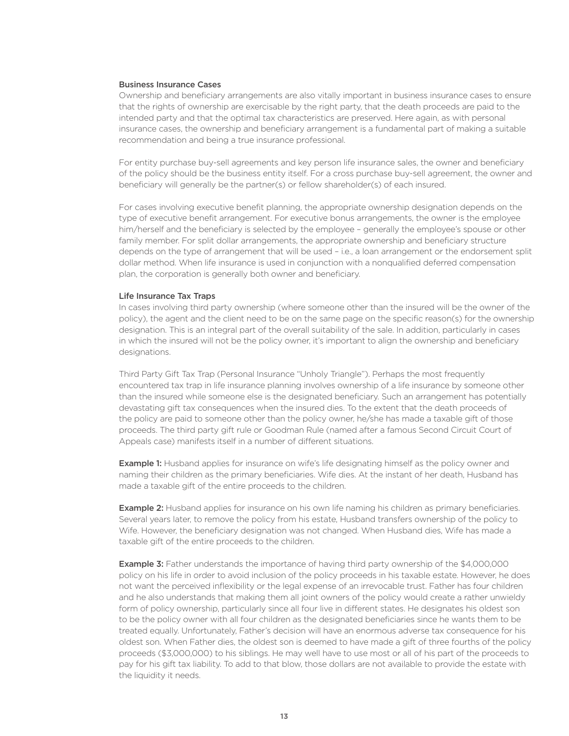### Business Insurance Cases

Ownership and beneficiary arrangements are also vitally important in business insurance cases to ensure that the rights of ownership are exercisable by the right party, that the death proceeds are paid to the intended party and that the optimal tax characteristics are preserved. Here again, as with personal insurance cases, the ownership and beneficiary arrangement is a fundamental part of making a suitable recommendation and being a true insurance professional.

For entity purchase buy-sell agreements and key person life insurance sales, the owner and beneficiary of the policy should be the business entity itself. For a cross purchase buy-sell agreement, the owner and beneficiary will generally be the partner(s) or fellow shareholder(s) of each insured.

For cases involving executive benefit planning, the appropriate ownership designation depends on the type of executive benefit arrangement. For executive bonus arrangements, the owner is the employee him/herself and the beneficiary is selected by the employee – generally the employee's spouse or other family member. For split dollar arrangements, the appropriate ownership and beneficiary structure depends on the type of arrangement that will be used – i.e., a loan arrangement or the endorsement split dollar method. When life insurance is used in conjunction with a nonqualified deferred compensation plan, the corporation is generally both owner and beneficiary.

### Life Insurance Tax Traps

In cases involving third party ownership (where someone other than the insured will be the owner of the policy), the agent and the client need to be on the same page on the specific reason(s) for the ownership designation. This is an integral part of the overall suitability of the sale. In addition, particularly in cases in which the insured will not be the policy owner, it's important to align the ownership and beneficiary designations.

Third Party Gift Tax Trap (Personal Insurance "Unholy Triangle"). Perhaps the most frequently encountered tax trap in life insurance planning involves ownership of a life insurance by someone other than the insured while someone else is the designated beneficiary. Such an arrangement has potentially devastating gift tax consequences when the insured dies. To the extent that the death proceeds of the policy are paid to someone other than the policy owner, he/she has made a taxable gift of those proceeds. The third party gift rule or Goodman Rule (named after a famous Second Circuit Court of Appeals case) manifests itself in a number of different situations.

**Example 1:** Husband applies for insurance on wife's life designating himself as the policy owner and naming their children as the primary beneficiaries. Wife dies. At the instant of her death, Husband has made a taxable gift of the entire proceeds to the children.

**Example 2:** Husband applies for insurance on his own life naming his children as primary beneficiaries. Several years later, to remove the policy from his estate, Husband transfers ownership of the policy to Wife. However, the beneficiary designation was not changed. When Husband dies, Wife has made a taxable gift of the entire proceeds to the children.

**Example 3:** Father understands the importance of having third party ownership of the $4,000,000 policy on his life in order to avoid inclusion of the policy proceeds in his taxable estate. However, he does not want the perceived inflexibility or the legal expense of an irrevocable trust. Father has four children and he also understands that making them all joint owners of the policy would create a rather unwieldy form of policy ownership, particularly since all four live in different states. He designates his oldest son to be the policy owner with all four children as the designated beneficiaries since he wants them to be treated equally. Unfortunately, Father's decision will have an enormous adverse tax consequence for his oldest son. When Father dies, the oldest son is deemed to have made a gift of three fourths of the policy proceeds ($3,000,000) to his siblings. He may well have to use most or all of his part of the proceeds to pay for his gift tax liability. To add to that blow, those dollars are not available to provide the estate with the liquidity it needs.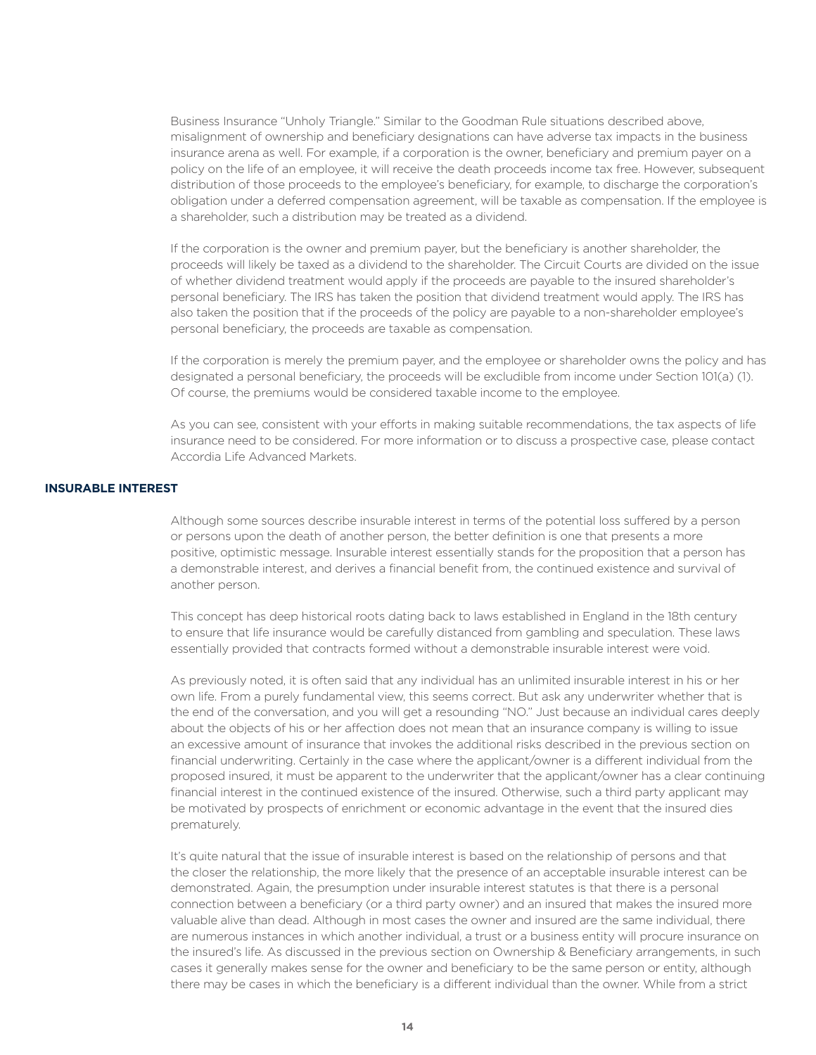Business Insurance "Unholy Triangle." Similar to the Goodman Rule situations described above, misalignment of ownership and beneficiary designations can have adverse tax impacts in the business insurance arena as well. For example, if a corporation is the owner, beneficiary and premium payer on a policy on the life of an employee, it will receive the death proceeds income tax free. However, subsequent distribution of those proceeds to the employee's beneficiary, for example, to discharge the corporation's obligation under a deferred compensation agreement, will be taxable as compensation. If the employee is a shareholder, such a distribution may be treated as a dividend.

If the corporation is the owner and premium payer, but the beneficiary is another shareholder, the proceeds will likely be taxed as a dividend to the shareholder. The Circuit Courts are divided on the issue of whether dividend treatment would apply if the proceeds are payable to the insured shareholder's personal beneficiary. The IRS has taken the position that dividend treatment would apply. The IRS has also taken the position that if the proceeds of the policy are payable to a non-shareholder employee's personal beneficiary, the proceeds are taxable as compensation.

If the corporation is merely the premium payer, and the employee or shareholder owns the policy and has designated a personal beneficiary, the proceeds will be excludible from income under Section 101(a) (1). Of course, the premiums would be considered taxable income to the employee.

As you can see, consistent with your efforts in making suitable recommendations, the tax aspects of life insurance need to be considered. For more information or to discuss a prospective case, please contact Accordia Life Advanced Markets.

## INSURABLE INTEREST

Although some sources describe insurable interest in terms of the potential loss suffered by a person or persons upon the death of another person, the better definition is one that presents a more positive, optimistic message. Insurable interest essentially stands for the proposition that a person has a demonstrable interest, and derives a financial benefit from, the continued existence and survival of another person.

This concept has deep historical roots dating back to laws established in England in the 18th century to ensure that life insurance would be carefully distanced from gambling and speculation. These laws essentially provided that contracts formed without a demonstrable insurable interest were void.

As previously noted, it is often said that any individual has an unlimited insurable interest in his or her own life. From a purely fundamental view, this seems correct. But ask any underwriter whether that is the end of the conversation, and you will get a resounding "NO." Just because an individual cares deeply about the objects of his or her affection does not mean that an insurance company is willing to issue an excessive amount of insurance that invokes the additional risks described in the previous section on financial underwriting. Certainly in the case where the applicant/owner is a different individual from the proposed insured, it must be apparent to the underwriter that the applicant/owner has a clear continuing financial interest in the continued existence of the insured. Otherwise, such a third party applicant may be motivated by prospects of enrichment or economic advantage in the event that the insured dies prematurely.

It's quite natural that the issue of insurable interest is based on the relationship of persons and that the closer the relationship, the more likely that the presence of an acceptable insurable interest can be demonstrated. Again, the presumption under insurable interest statutes is that there is a personal connection between a beneficiary (or a third party owner) and an insured that makes the insured more valuable alive than dead. Although in most cases the owner and insured are the same individual, there are numerous instances in which another individual, a trust or a business entity will procure insurance on the insured's life. As discussed in the previous section on Ownership & Beneficiary arrangements, in such cases it generally makes sense for the owner and beneficiary to be the same person or entity, although there may be cases in which the beneficiary is a different individual than the owner. While from a strict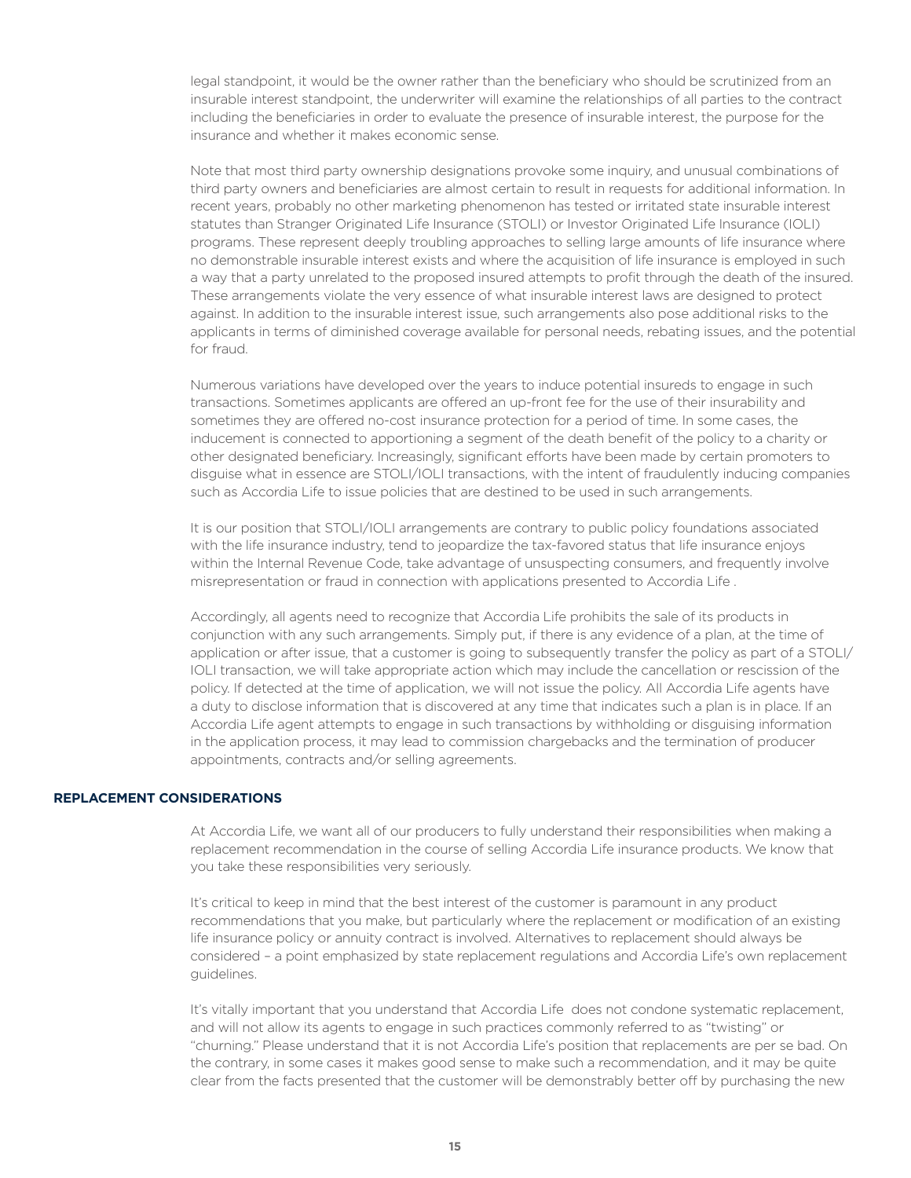legal standpoint, it would be the owner rather than the beneficiary who should be scrutinized from an insurable interest standpoint, the underwriter will examine the relationships of all parties to the contract including the beneficiaries in order to evaluate the presence of insurable interest, the purpose for the insurance and whether it makes economic sense.

Note that most third party ownership designations provoke some inquiry, and unusual combinations of third party owners and beneficiaries are almost certain to result in requests for additional information. In recent years, probably no other marketing phenomenon has tested or irritated state insurable interest statutes than Stranger Originated Life Insurance (STOLI) or Investor Originated Life Insurance (IOLI) programs. These represent deeply troubling approaches to selling large amounts of life insurance where no demonstrable insurable interest exists and where the acquisition of life insurance is employed in such a way that a party unrelated to the proposed insured attempts to profit through the death of the insured. These arrangements violate the very essence of what insurable interest laws are designed to protect against. In addition to the insurable interest issue, such arrangements also pose additional risks to the applicants in terms of diminished coverage available for personal needs, rebating issues, and the potential for fraud.

Numerous variations have developed over the years to induce potential insureds to engage in such transactions. Sometimes applicants are offered an up-front fee for the use of their insurability and sometimes they are offered no-cost insurance protection for a period of time. In some cases, the inducement is connected to apportioning a segment of the death benefit of the policy to a charity or other designated beneficiary. Increasingly, significant efforts have been made by certain promoters to disguise what in essence are STOLI/IOLI transactions, with the intent of fraudulently inducing companies such as Accordia Life to issue policies that are destined to be used in such arrangements.

It is our position that STOLI/IOLI arrangements are contrary to public policy foundations associated with the life insurance industry, tend to jeopardize the tax-favored status that life insurance enjoys within the Internal Revenue Code, take advantage of unsuspecting consumers, and frequently involve misrepresentation or fraud in connection with applications presented to Accordia Life .

Accordingly, all agents need to recognize that Accordia Life prohibits the sale of its products in conjunction with any such arrangements. Simply put, if there is any evidence of a plan, at the time of application or after issue, that a customer is going to subsequently transfer the policy as part of a STOLI/IOLI transaction, we will take appropriate action which may include the cancellation or rescission of the policy. If detected at the time of application, we will not issue the policy. All Accordia Life agents have a duty to disclose information that is discovered at any time that indicates such a plan is in place. If an Accordia Life agent attempts to engage in such transactions by withholding or disguising information in the application process, it may lead to commission chargebacks and the termination of producer appointments, contracts and/or selling agreements.

## REPLACEMENT CONSIDERATIONS

At Accordia Life, we want all of our producers to fully understand their responsibilities when making a replacement recommendation in the course of selling Accordia Life insurance products. We know that you take these responsibilities very seriously.

It's critical to keep in mind that the best interest of the customer is paramount in any product recommendations that you make, but particularly where the replacement or modification of an existing life insurance policy or annuity contract is involved. Alternatives to replacement should always be considered – a point emphasized by state replacement regulations and Accordia Life's own replacement guidelines.

It's vitally important that you understand that Accordia Life does not condone systematic replacement, and will not allow its agents to engage in such practices commonly referred to as "twisting" or "churning." Please understand that it is not Accordia Life's position that replacements are per se bad. On the contrary, in some cases it makes good sense to make such a recommendation, and it may be quite clear from the facts presented that the customer will be demonstrably better off by purchasing the new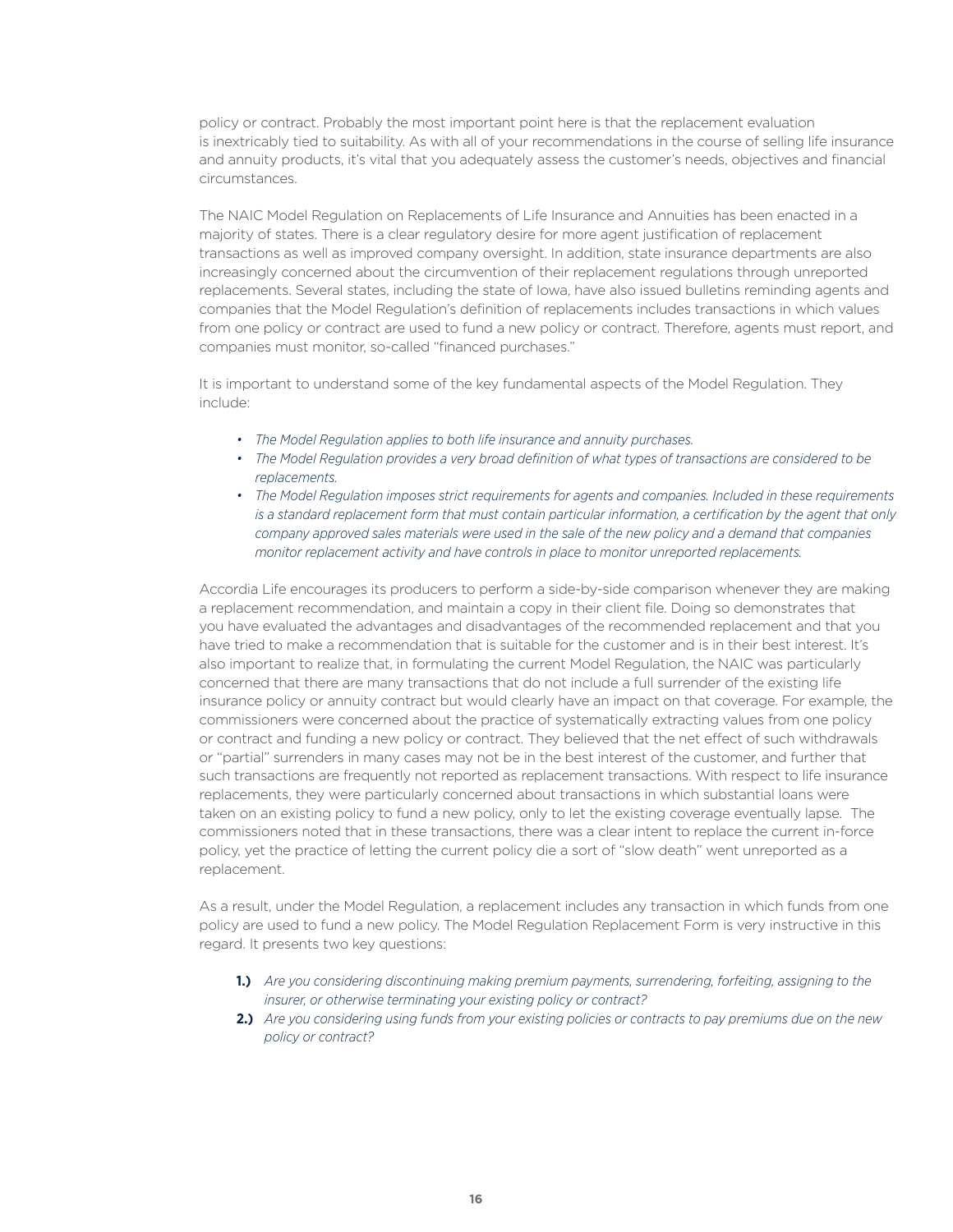policy or contract. Probably the most important point here is that the replacement evaluation is inextricably tied to suitability. As with all of your recommendations in the course of selling life insurance and annuity products, it's vital that you adequately assess the customer's needs, objectives and financial circumstances.

The NAIC Model Regulation on Replacements of Life Insurance and Annuities has been enacted in a majority of states. There is a clear regulatory desire for more agent justification of replacement transactions as well as improved company oversight. In addition, state insurance departments are also increasingly concerned about the circumvention of their replacement regulations through unreported replacements. Several states, including the state of Iowa, have also issued bulletins reminding agents and companies that the Model Regulation's definition of replacements includes transactions in which values from one policy or contract are used to fund a new policy or contract. Therefore, agents must report, and companies must monitor, so-called "financed purchases."

It is important to understand some of the key fundamental aspects of the Model Regulation. They include:

- *The Model Regulation applies to both life insurance and annuity purchases.*
- *The Model Regulation provides a very broad definition of what types of transactions are considered to be replacements.*
- *The Model Regulation imposes strict requirements for agents and companies. Included in these requirements is a standard replacement form that must contain particular information, a certification by the agent that only company approved sales materials were used in the sale of the new policy and a demand that companies monitor replacement activity and have controls in place to monitor unreported replacements.*

Accordia Life encourages its producers to perform a side-by-side comparison whenever they are making a replacement recommendation, and maintain a copy in their client file. Doing so demonstrates that you have evaluated the advantages and disadvantages of the recommended replacement and that you have tried to make a recommendation that is suitable for the customer and is in their best interest. It's also important to realize that, in formulating the current Model Regulation, the NAIC was particularly concerned that there are many transactions that do not include a full surrender of the existing life insurance policy or annuity contract but would clearly have an impact on that coverage. For example, the commissioners were concerned about the practice of systematically extracting values from one policy or contract and funding a new policy or contract. They believed that the net effect of such withdrawals or "partial" surrenders in many cases may not be in the best interest of the customer, and further that such transactions are frequently not reported as replacement transactions. With respect to life insurance replacements, they were particularly concerned about transactions in which substantial loans were taken on an existing policy to fund a new policy, only to let the existing coverage eventually lapse. The commissioners noted that in these transactions, there was a clear intent to replace the current in-force policy, yet the practice of letting the current policy die a sort of "slow death" went unreported as a replacement.

As a result, under the Model Regulation, a replacement includes any transaction in which funds from one policy are used to fund a new policy. The Model Regulation Replacement Form is very instructive in this regard. It presents two key questions:

**1.)** *Are you considering discontinuing making premium payments, surrendering, forfeiting, assigning to the insurer, or otherwise terminating your existing policy or contract?*

**2.)** *Are you considering using funds from your existing policies or contracts to pay premiums due on the new policy or contract?*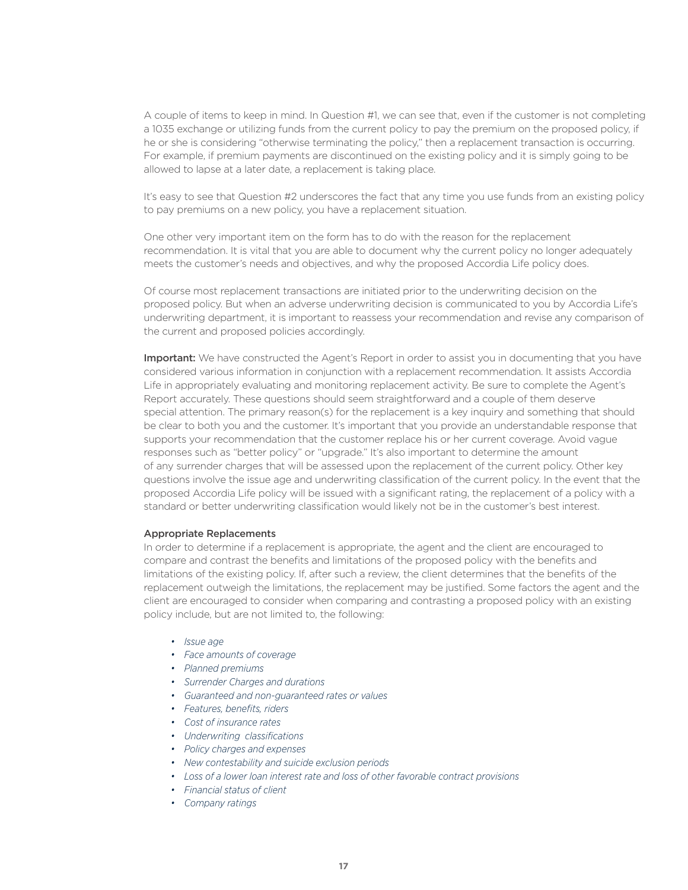A couple of items to keep in mind. In Question #1, we can see that, even if the customer is not completing a 1035 exchange or utilizing funds from the current policy to pay the premium on the proposed policy, if he or she is considering "otherwise terminating the policy," then a replacement transaction is occurring. For example, if premium payments are discontinued on the existing policy and it is simply going to be allowed to lapse at a later date, a replacement is taking place.

It's easy to see that Question #2 underscores the fact that any time you use funds from an existing policy to pay premiums on a new policy, you have a replacement situation.

One other very important item on the form has to do with the reason for the replacement recommendation. It is vital that you are able to document why the current policy no longer adequately meets the customer's needs and objectives, and why the proposed Accordia Life policy does.

Of course most replacement transactions are initiated prior to the underwriting decision on the proposed policy. But when an adverse underwriting decision is communicated to you by Accordia Life's underwriting department, it is important to reassess your recommendation and revise any comparison of the current and proposed policies accordingly.

**Important:** We have constructed the Agent's Report in order to assist you in documenting that you have considered various information in conjunction with a replacement recommendation. It assists Accordia Life in appropriately evaluating and monitoring replacement activity. Be sure to complete the Agent's Report accurately. These questions should seem straightforward and a couple of them deserve special attention. The primary reason(s) for the replacement is a key inquiry and something that should be clear to both you and the customer. It's important that you provide an understandable response that supports your recommendation that the customer replace his or her current coverage. Avoid vague responses such as "better policy" or "upgrade." It's also important to determine the amount of any surrender charges that will be assessed upon the replacement of the current policy. Other key questions involve the issue age and underwriting classification of the current policy. In the event that the proposed Accordia Life policy will be issued with a significant rating, the replacement of a policy with a standard or better underwriting classification would likely not be in the customer's best interest.

### Appropriate Replacements

In order to determine if a replacement is appropriate, the agent and the client are encouraged to compare and contrast the benefits and limitations of the proposed policy with the benefits and limitations of the existing policy. If, after such a review, the client determines that the benefits of the replacement outweigh the limitations, the replacement may be justified. Some factors the agent and the client are encouraged to consider when comparing and contrasting a proposed policy with an existing policy include, but are not limited to, the following:

- *Issue age*
- *Face amounts of coverage*
- *Planned premiums*
- *Surrender Charges and durations*
- *Guaranteed and non-guaranteed rates or values*
- *Features, benefits, riders*
- *Cost of insurance rates*
- *Underwriting classifications*
- *Policy charges and expenses*
- *New contestability and suicide exclusion periods*
- *Loss of a lower loan interest rate and loss of other favorable contract provisions*
- *Financial status of client*
- *Company ratings*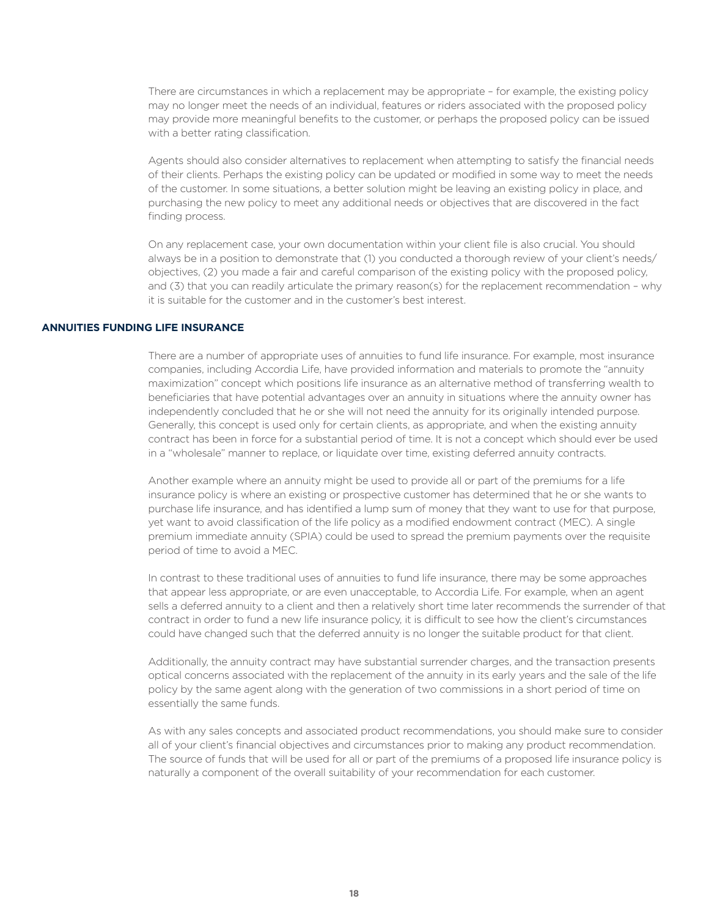There are circumstances in which a replacement may be appropriate – for example, the existing policy may no longer meet the needs of an individual, features or riders associated with the proposed policy may provide more meaningful benefits to the customer, or perhaps the proposed policy can be issued with a better rating classification.

Agents should also consider alternatives to replacement when attempting to satisfy the financial needs of their clients. Perhaps the existing policy can be updated or modified in some way to meet the needs of the customer. In some situations, a better solution might be leaving an existing policy in place, and purchasing the new policy to meet any additional needs or objectives that are discovered in the fact finding process.

On any replacement case, your own documentation within your client file is also crucial. You should always be in a position to demonstrate that (1) you conducted a thorough review of your client's needs/ objectives, (2) you made a fair and careful comparison of the existing policy with the proposed policy, and (3) that you can readily articulate the primary reason(s) for the replacement recommendation – why it is suitable for the customer and in the customer's best interest.

## ANNUITIES FUNDING LIFE INSURANCE

There are a number of appropriate uses of annuities to fund life insurance. For example, most insurance companies, including Accordia Life, have provided information and materials to promote the "annuity maximization" concept which positions life insurance as an alternative method of transferring wealth to beneficiaries that have potential advantages over an annuity in situations where the annuity owner has independently concluded that he or she will not need the annuity for its originally intended purpose. Generally, this concept is used only for certain clients, as appropriate, and when the existing annuity contract has been in force for a substantial period of time. It is not a concept which should ever be used in a "wholesale" manner to replace, or liquidate over time, existing deferred annuity contracts.

Another example where an annuity might be used to provide all or part of the premiums for a life insurance policy is where an existing or prospective customer has determined that he or she wants to purchase life insurance, and has identified a lump sum of money that they want to use for that purpose, yet want to avoid classification of the life policy as a modified endowment contract (MEC). A single premium immediate annuity (SPIA) could be used to spread the premium payments over the requisite period of time to avoid a MEC.

In contrast to these traditional uses of annuities to fund life insurance, there may be some approaches that appear less appropriate, or are even unacceptable, to Accordia Life. For example, when an agent sells a deferred annuity to a client and then a relatively short time later recommends the surrender of that contract in order to fund a new life insurance policy, it is difficult to see how the client's circumstances could have changed such that the deferred annuity is no longer the suitable product for that client.

Additionally, the annuity contract may have substantial surrender charges, and the transaction presents optical concerns associated with the replacement of the annuity in its early years and the sale of the life policy by the same agent along with the generation of two commissions in a short period of time on essentially the same funds.

As with any sales concepts and associated product recommendations, you should make sure to consider all of your client's financial objectives and circumstances prior to making any product recommendation. The source of funds that will be used for all or part of the premiums of a proposed life insurance policy is naturally a component of the overall suitability of your recommendation for each customer.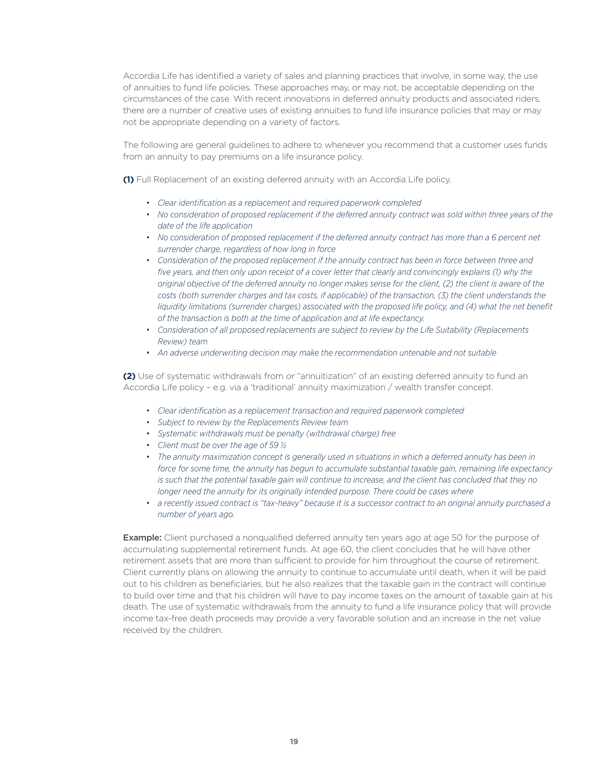Accordia Life has identified a variety of sales and planning practices that involve, in some way, the use of annuities to fund life policies. These approaches may, or may not, be acceptable depending on the circumstances of the case. With recent innovations in deferred annuity products and associated riders, there are a number of creative uses of existing annuities to fund life insurance policies that may or may not be appropriate depending on a variety of factors.

The following are general guidelines to adhere to whenever you recommend that a customer uses funds from an annuity to pay premiums on a life insurance policy.

**(1)** Full Replacement of an existing deferred annuity with an Accordia Life policy.

- *Clear identification as a replacement and required paperwork completed*
- *No consideration of proposed replacement if the deferred annuity contract was sold within three years of the date of the life application*
- *No consideration of proposed replacement if the deferred annuity contract has more than a 6 percent net surrender charge, regardless of how long in force*
- *Consideration of the proposed replacement if the annuity contract has been in force between three and five years, and then only upon receipt of a cover letter that clearly and convincingly explains (1) why the original objective of the deferred annuity no longer makes sense for the client, (2) the client is aware of the costs (both surrender charges and tax costs, if applicable) of the transaction, (3) the client understands the liquidity limitations (surrender charges) associated with the proposed life policy, and (4) what the net benefit of the transaction is both at the time of application and at life expectancy.*
- *Consideration of all proposed replacements are subject to review by the Life Suitability (Replacements Review) team*
- *An adverse underwriting decision may make the recommendation untenable and not suitable*

**(2)** Use of systematic withdrawals from or "annuitization" of an existing deferred annuity to fund an Accordia Life policy – e.g. via a 'traditional' annuity maximization / wealth transfer concept.

- *Clear identification as a replacement transaction and required paperwork completed*
- *Subject to review by the Replacements Review team*
- *Systematic withdrawals must be penalty (withdrawal charge) free*
- *Client must be over the age of 59 ½*
- *The annuity maximization concept is generally used in situations in which a deferred annuity has been in force for some time, the annuity has begun to accumulate substantial taxable gain, remaining life expectancy is such that the potential taxable gain will continue to increase, and the client has concluded that they no longer need the annuity for its originally intended purpose. There could be cases where*
- *a recently issued contract is "tax-heavy" because it is a successor contract to an original annuity purchased a number of years ago.*

**Example:** Client purchased a nonqualified deferred annuity ten years ago at age 50 for the purpose of accumulating supplemental retirement funds. At age 60, the client concludes that he will have other retirement assets that are more than sufficient to provide for him throughout the course of retirement. Client currently plans on allowing the annuity to continue to accumulate until death, when it will be paid out to his children as beneficiaries, but he also realizes that the taxable gain in the contract will continue to build over time and that his children will have to pay income taxes on the amount of taxable gain at his death. The use of systematic withdrawals from the annuity to fund a life insurance policy that will provide income tax-free death proceeds may provide a very favorable solution and an increase in the net value received by the children.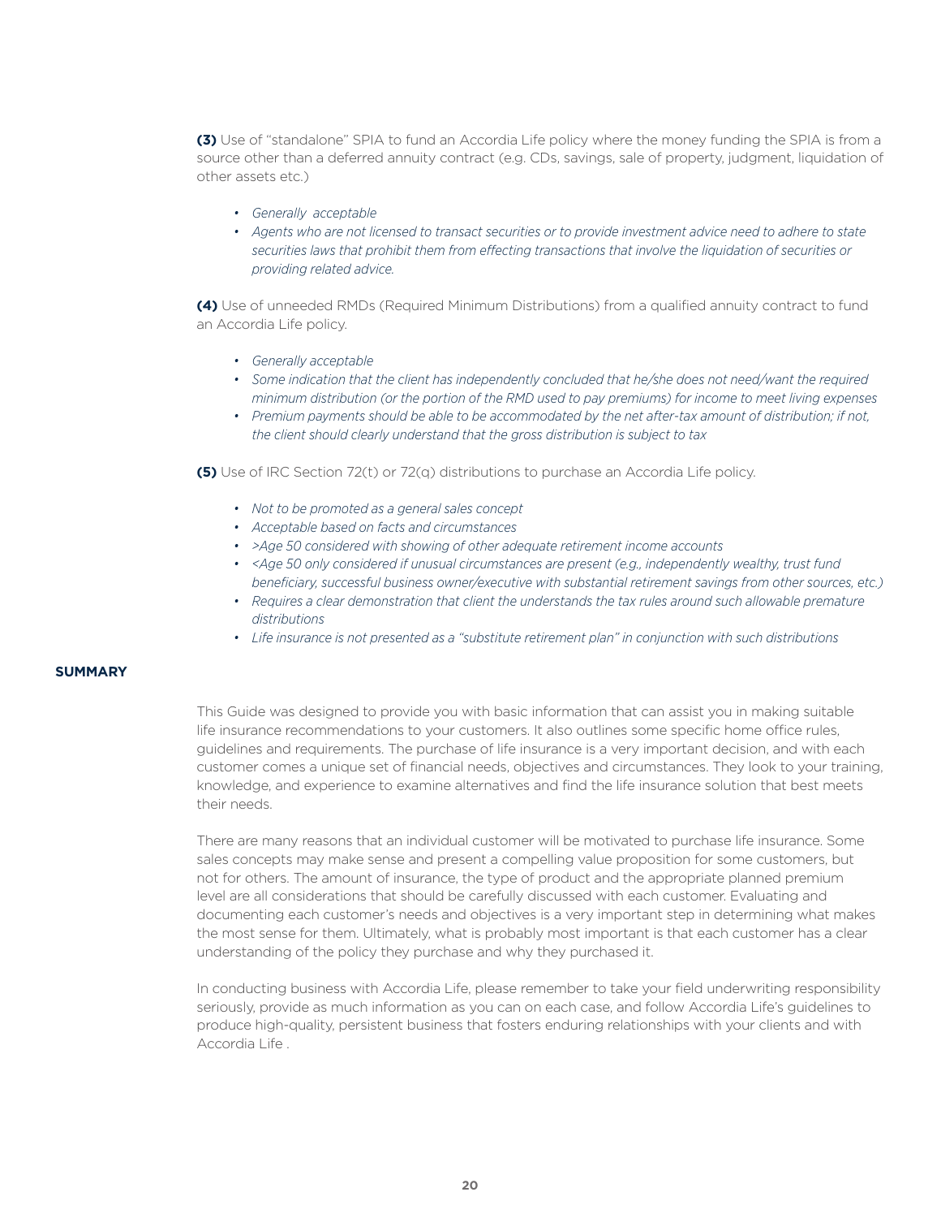**(3)** Use of "standalone" SPIA to fund an Accordia Life policy where the money funding the SPIA is from a source other than a deferred annuity contract (e.g. CDs, savings, sale of property, judgment, liquidation of other assets etc.)

- *Generally acceptable*
- *Agents who are not licensed to transact securities or to provide investment advice need to adhere to state securities laws that prohibit them from effecting transactions that involve the liquidation of securities or providing related advice.*

**(4)** Use of unneeded RMDs (Required Minimum Distributions) from a qualified annuity contract to fund an Accordia Life policy.

- *Generally acceptable*
- *Some indication that the client has independently concluded that he/she does not need/want the required minimum distribution (or the portion of the RMD used to pay premiums) for income to meet living expenses*
- *Premium payments should be able to be accommodated by the net after-tax amount of distribution; if not, the client should clearly understand that the gross distribution is subject to tax*

**(5)** Use of IRC Section 72(t) or 72(q) distributions to purchase an Accordia Life policy.

- *Not to be promoted as a general sales concept*
- *Acceptable based on facts and circumstances*
- *>Age 50 considered with showing of other adequate retirement income accounts*
- *<Age 50 only considered if unusual circumstances are present (e.g., independently wealthy, trust fund beneficiary, successful business owner/executive with substantial retirement savings from other sources, etc.)*
- *Requires a clear demonstration that client the understands the tax rules around such allowable premature distributions*
- *Life insurance is not presented as a "substitute retirement plan" in conjunction with such distributions*

## SUMMARY

This Guide was designed to provide you with basic information that can assist you in making suitable life insurance recommendations to your customers. It also outlines some specific home office rules, guidelines and requirements. The purchase of life insurance is a very important decision, and with each customer comes a unique set of financial needs, objectives and circumstances. They look to your training, knowledge, and experience to examine alternatives and find the life insurance solution that best meets their needs.

There are many reasons that an individual customer will be motivated to purchase life insurance. Some sales concepts may make sense and present a compelling value proposition for some customers, but not for others. The amount of insurance, the type of product and the appropriate planned premium level are all considerations that should be carefully discussed with each customer. Evaluating and documenting each customer's needs and objectives is a very important step in determining what makes the most sense for them. Ultimately, what is probably most important is that each customer has a clear understanding of the policy they purchase and why they purchased it.

In conducting business with Accordia Life, please remember to take your field underwriting responsibility seriously, provide as much information as you can on each case, and follow Accordia Life's guidelines to produce high-quality, persistent business that fosters enduring relationships with your clients and with Accordia Life .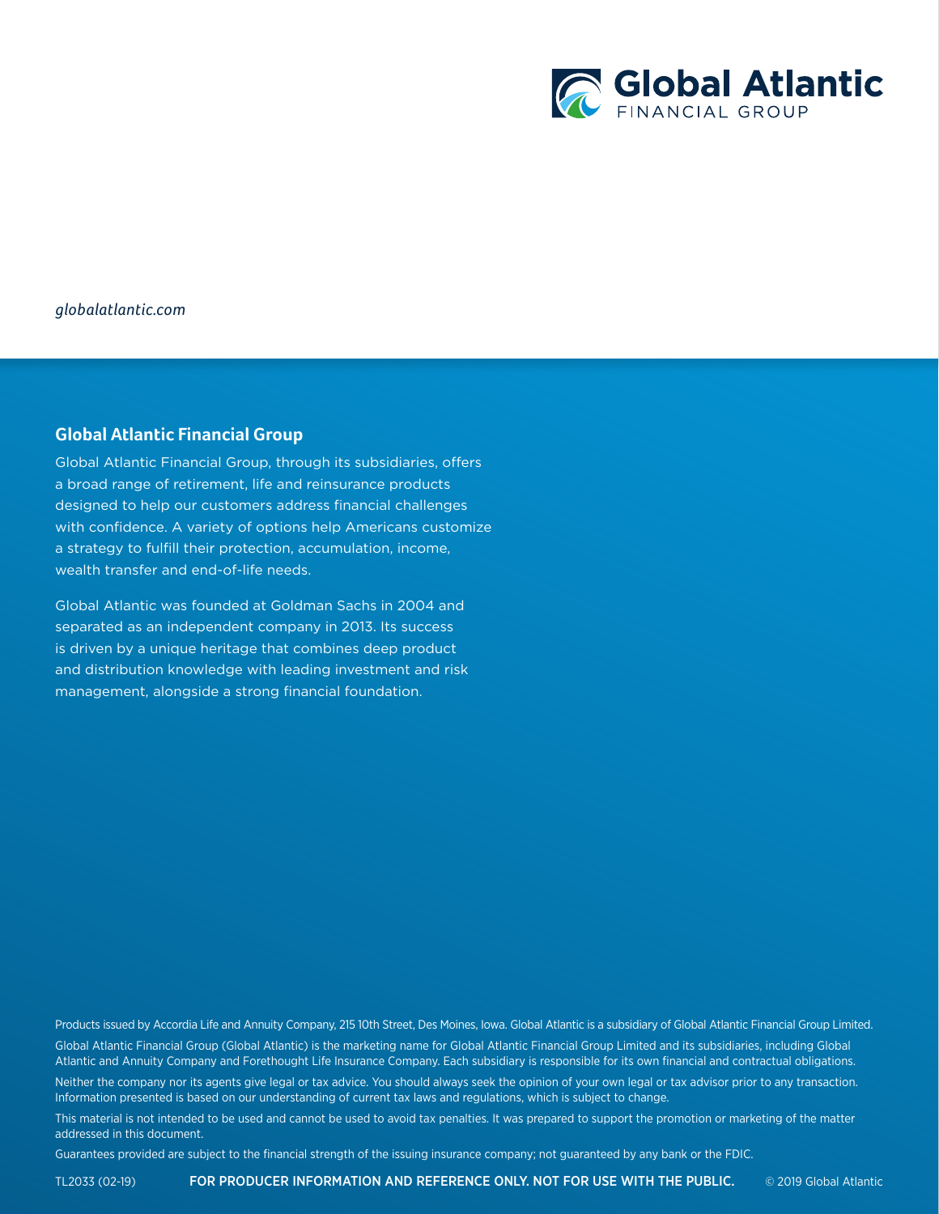Global Atlantic
FINANCIAL GROUP

*globalatlantic.com*

## Global Atlantic Financial Group

Global Atlantic Financial Group, through its subsidiaries, offers a broad range of retirement, life and reinsurance products designed to help our customers address financial challenges with confidence. A variety of options help Americans customize a strategy to fulfill their protection, accumulation, income, wealth transfer and end-of-life needs.

Global Atlantic was founded at Goldman Sachs in 2004 and separated as an independent company in 2013. Its success is driven by a unique heritage that combines deep product and distribution knowledge with leading investment and risk management, alongside a strong financial foundation.

Products issued by Accordia Life and Annuity Company, 215 10th Street, Des Moines, Iowa. Global Atlantic is a subsidiary of Global Atlantic Financial Group Limited.

Global Atlantic Financial Group (Global Atlantic) is the marketing name for Global Atlantic Financial Group Limited and its subsidiaries, including Global Atlantic and Annuity Company and Forethought Life Insurance Company. Each subsidiary is responsible for its own financial and contractual obligations.

Neither the company nor its agents give legal or tax advice. You should always seek the opinion of your own legal or tax advisor prior to any transaction. Information presented is based on our understanding of current tax laws and regulations, which is subject to change.

This material is not intended to be used and cannot be used to avoid tax penalties. It was prepared to support the promotion or marketing of the matter addressed in this document.

Guarantees provided are subject to the financial strength of the issuing insurance company; not guaranteed by any bank or the FDIC.

TL2033 (02-19) **FOR PRODUCER INFORMATION AND REFERENCE ONLY. NOT FOR USE WITH THE PUBLIC.** © 2019 Global Atlantic